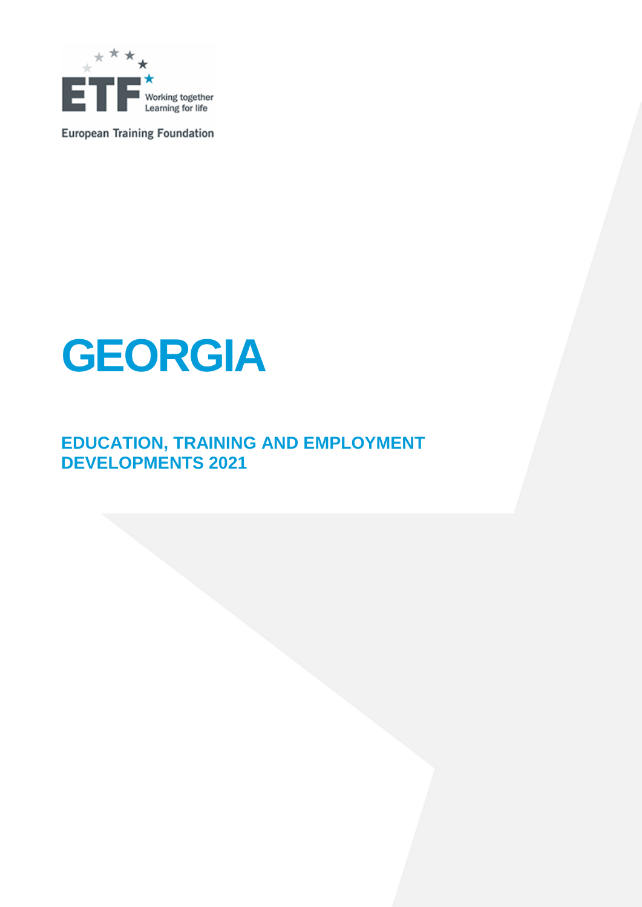European Training Foundation

# GEORGIA

## EDUCATION, TRAINING AND EMPLOYMENT DEVELOPMENTS 2021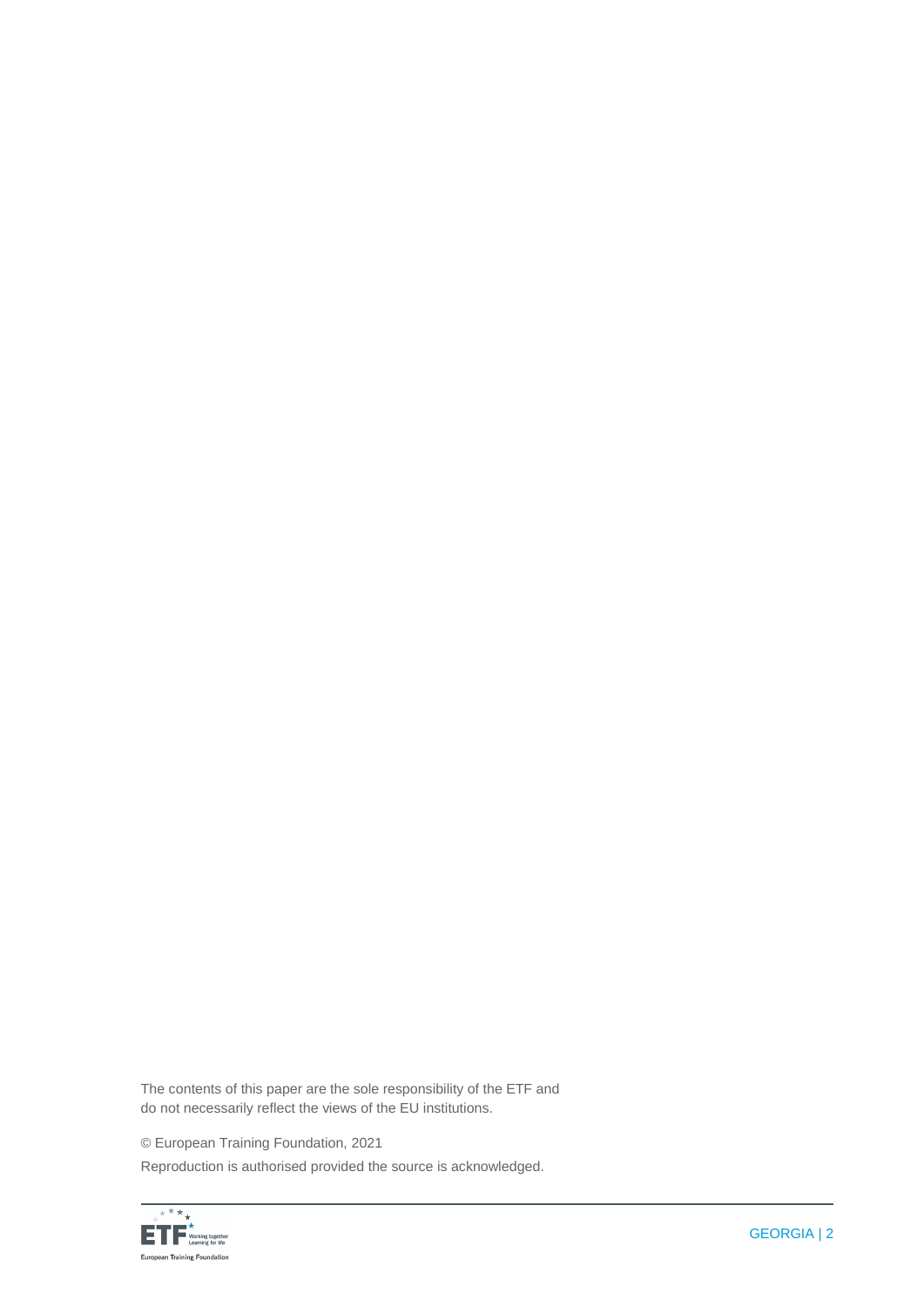The contents of this paper are the sole responsibility of the ETF and do not necessarily reflect the views of the EU institutions.

© European Training Foundation, 2021

Reproduction is authorised provided the source is acknowledged.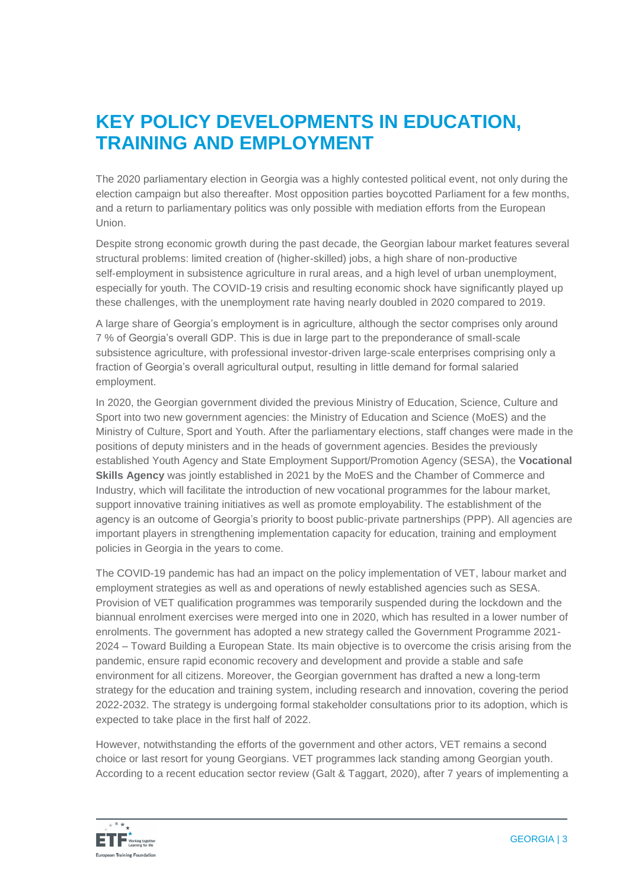# KEY POLICY DEVELOPMENTS IN EDUCATION, TRAINING AND EMPLOYMENT

The 2020 parliamentary election in Georgia was a highly contested political event, not only during the election campaign but also thereafter. Most opposition parties boycotted Parliament for a few months, and a return to parliamentary politics was only possible with mediation efforts from the European Union.

Despite strong economic growth during the past decade, the Georgian labour market features several structural problems: limited creation of (higher-skilled) jobs, a high share of non-productive self-employment in subsistence agriculture in rural areas, and a high level of urban unemployment, especially for youth. The COVID-19 crisis and resulting economic shock have significantly played up these challenges, with the unemployment rate having nearly doubled in 2020 compared to 2019.

A large share of Georgia's employment is in agriculture, although the sector comprises only around 7 % of Georgia's overall GDP. This is due in large part to the preponderance of small-scale subsistence agriculture, with professional investor-driven large-scale enterprises comprising only a fraction of Georgia's overall agricultural output, resulting in little demand for formal salaried employment.

In 2020, the Georgian government divided the previous Ministry of Education, Science, Culture and Sport into two new government agencies: the Ministry of Education and Science (MoES) and the Ministry of Culture, Sport and Youth. After the parliamentary elections, staff changes were made in the positions of deputy ministers and in the heads of government agencies. Besides the previously established Youth Agency and State Employment Support/Promotion Agency (SESA), the **Vocational Skills Agency** was jointly established in 2021 by the MoES and the Chamber of Commerce and Industry, which will facilitate the introduction of new vocational programmes for the labour market, support innovative training initiatives as well as promote employability. The establishment of the agency is an outcome of Georgia's priority to boost public-private partnerships (PPP). All agencies are important players in strengthening implementation capacity for education, training and employment policies in Georgia in the years to come.

The COVID-19 pandemic has had an impact on the policy implementation of VET, labour market and employment strategies as well as and operations of newly established agencies such as SESA. Provision of VET qualification programmes was temporarily suspended during the lockdown and the biannual enrolment exercises were merged into one in 2020, which has resulted in a lower number of enrolments. The government has adopted a new strategy called the Government Programme 2021-2024 – Toward Building a European State. Its main objective is to overcome the crisis arising from the pandemic, ensure rapid economic recovery and development and provide a stable and safe environment for all citizens. Moreover, the Georgian government has drafted a new a long-term strategy for the education and training system, including research and innovation, covering the period 2022-2032. The strategy is undergoing formal stakeholder consultations prior to its adoption, which is expected to take place in the first half of 2022.

However, notwithstanding the efforts of the government and other actors, VET remains a second choice or last resort for young Georgians. VET programmes lack standing among Georgian youth. According to a recent education sector review (Galt & Taggart, 2020), after 7 years of implementing a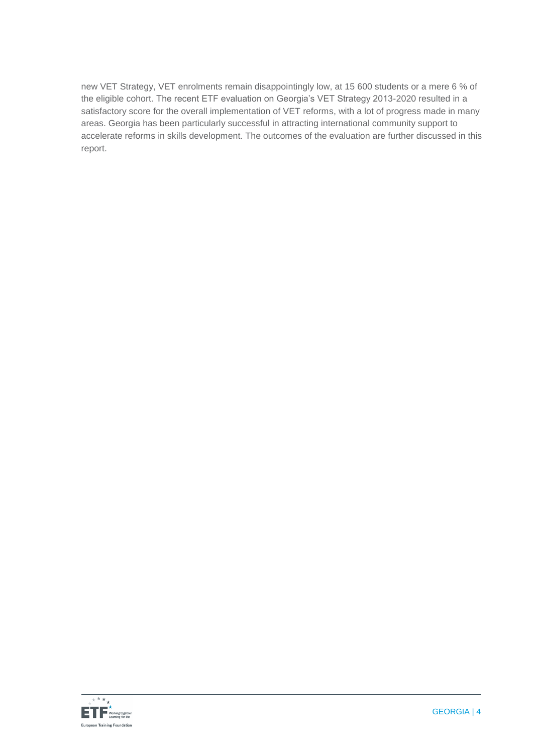new VET Strategy, VET enrolments remain disappointingly low, at 15 600 students or a mere 6 % of the eligible cohort. The recent ETF evaluation on Georgia's VET Strategy 2013-2020 resulted in a satisfactory score for the overall implementation of VET reforms, with a lot of progress made in many areas. Georgia has been particularly successful in attracting international community support to accelerate reforms in skills development. The outcomes of the evaluation are further discussed in this report.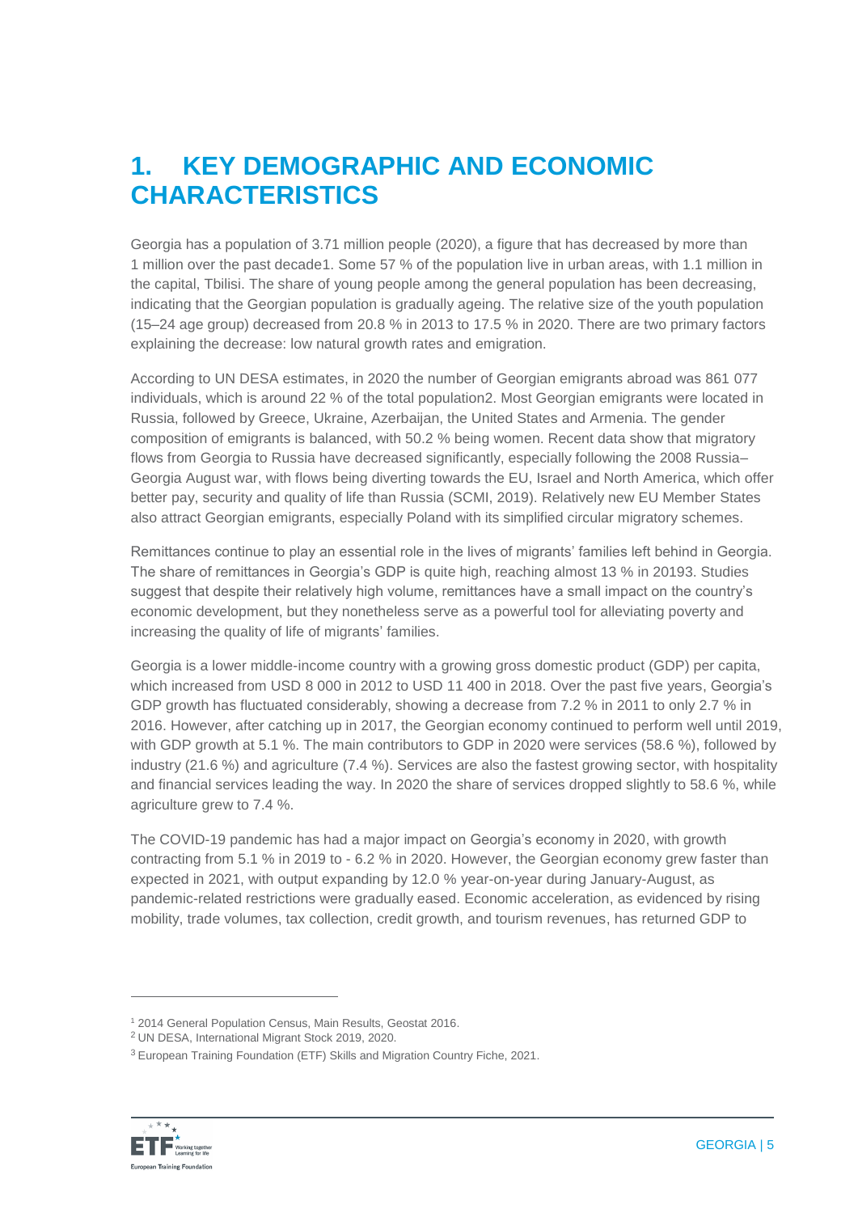# 1. KEY DEMOGRAPHIC AND ECONOMIC CHARACTERISTICS

Georgia has a population of 3.71 million people (2020), a figure that has decreased by more than 1 million over the past decade[1]. Some 57 % of the population live in urban areas, with 1.1 million in the capital, Tbilisi. The share of young people among the general population has been decreasing, indicating that the Georgian population is gradually ageing. The relative size of the youth population (15–24 age group) decreased from 20.8 % in 2013 to 17.5 % in 2020. There are two primary factors explaining the decrease: low natural growth rates and emigration.

According to UN DESA estimates, in 2020 the number of Georgian emigrants abroad was 861 077 individuals, which is around 22 % of the total population[2]. Most Georgian emigrants were located in Russia, followed by Greece, Ukraine, Azerbaijan, the United States and Armenia. The gender composition of emigrants is balanced, with 50.2 % being women. Recent data show that migratory flows from Georgia to Russia have decreased significantly, especially following the 2008 Russia–Georgia August war, with flows being diverting towards the EU, Israel and North America, which offer better pay, security and quality of life than Russia (SCMI, 2019). Relatively new EU Member States also attract Georgian emigrants, especially Poland with its simplified circular migratory schemes.

Remittances continue to play an essential role in the lives of migrants' families left behind in Georgia. The share of remittances in Georgia's GDP is quite high, reaching almost 13 % in 2019[3]. Studies suggest that despite their relatively high volume, remittances have a small impact on the country's economic development, but they nonetheless serve as a powerful tool for alleviating poverty and increasing the quality of life of migrants' families.

Georgia is a lower middle-income country with a growing gross domestic product (GDP) per capita, which increased from USD 8 000 in 2012 to USD 11 400 in 2018. Over the past five years, Georgia's GDP growth has fluctuated considerably, showing a decrease from 7.2 % in 2011 to only 2.7 % in 2016. However, after catching up in 2017, the Georgian economy continued to perform well until 2019, with GDP growth at 5.1 %. The main contributors to GDP in 2020 were services (58.6 %), followed by industry (21.6 %) and agriculture (7.4 %). Services are also the fastest growing sector, with hospitality and financial services leading the way. In 2020 the share of services dropped slightly to 58.6 %, while agriculture grew to 7.4 %.

The COVID-19 pandemic has had a major impact on Georgia's economy in 2020, with growth contracting from 5.1 % in 2019 to - 6.2 % in 2020. However, the Georgian economy grew faster than expected in 2021, with output expanding by 12.0 % year-on-year during January-August, as pandemic-related restrictions were gradually eased. Economic acceleration, as evidenced by rising mobility, trade volumes, tax collection, credit growth, and tourism revenues, has returned GDP to

[1] 2014 General Population Census, Main Results, Geostat 2016.

[2] UN DESA, International Migrant Stock 2019, 2020.

[3] European Training Foundation (ETF) Skills and Migration Country Fiche, 2021.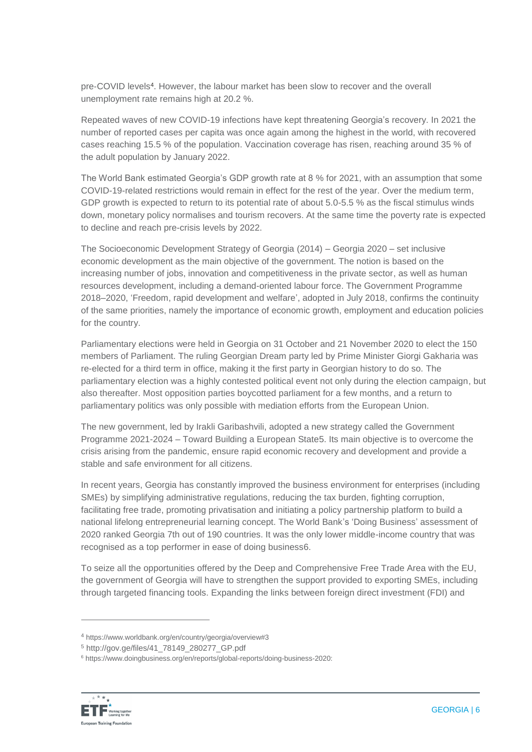pre-COVID levels[4]. However, the labour market has been slow to recover and the overall unemployment rate remains high at 20.2 %.

Repeated waves of new COVID-19 infections have kept threatening Georgia's recovery. In 2021 the number of reported cases per capita was once again among the highest in the world, with recovered cases reaching 15.5 % of the population. Vaccination coverage has risen, reaching around 35 % of the adult population by January 2022.

The World Bank estimated Georgia's GDP growth rate at 8 % for 2021, with an assumption that some COVID-19-related restrictions would remain in effect for the rest of the year. Over the medium term, GDP growth is expected to return to its potential rate of about 5.0-5.5 % as the fiscal stimulus winds down, monetary policy normalises and tourism recovers. At the same time the poverty rate is expected to decline and reach pre-crisis levels by 2022.

The Socioeconomic Development Strategy of Georgia (2014) – Georgia 2020 – set inclusive economic development as the main objective of the government. The notion is based on the increasing number of jobs, innovation and competitiveness in the private sector, as well as human resources development, including a demand-oriented labour force. The Government Programme 2018–2020, 'Freedom, rapid development and welfare', adopted in July 2018, confirms the continuity of the same priorities, namely the importance of economic growth, employment and education policies for the country.

Parliamentary elections were held in Georgia on 31 October and 21 November 2020 to elect the 150 members of Parliament. The ruling Georgian Dream party led by Prime Minister Giorgi Gakharia was re-elected for a third term in office, making it the first party in Georgian history to do so. The parliamentary election was a highly contested political event not only during the election campaign, but also thereafter. Most opposition parties boycotted parliament for a few months, and a return to parliamentary politics was only possible with mediation efforts from the European Union.

The new government, led by Irakli Garibashvili, adopted a new strategy called the Government Programme 2021-2024 – Toward Building a European State[5]. Its main objective is to overcome the crisis arising from the pandemic, ensure rapid economic recovery and development and provide a stable and safe environment for all citizens.

In recent years, Georgia has constantly improved the business environment for enterprises (including SMEs) by simplifying administrative regulations, reducing the tax burden, fighting corruption, facilitating free trade, promoting privatisation and initiating a policy partnership platform to build a national lifelong entrepreneurial learning concept. The World Bank's 'Doing Business' assessment of 2020 ranked Georgia 7th out of 190 countries. It was the only lower middle-income country that was recognised as a top performer in ease of doing business[6].

To seize all the opportunities offered by the Deep and Comprehensive Free Trade Area with the EU, the government of Georgia will have to strengthen the support provided to exporting SMEs, including through targeted financing tools. Expanding the links between foreign direct investment (FDI) and

---

[4] https://www.worldbank.org/en/country/georgia/overview#3

[5] http://gov.ge/files/41_78149_280277_GP.pdf

[6] https://www.doingbusiness.org/en/reports/global-reports/doing-business-2020: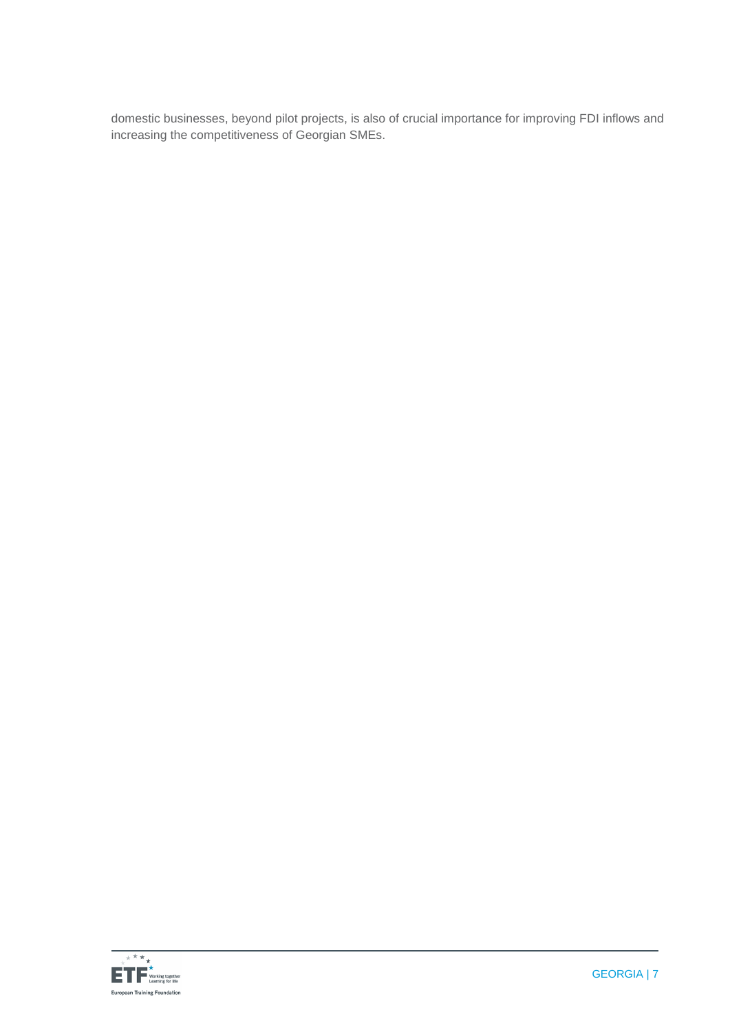domestic businesses, beyond pilot projects, is also of crucial importance for improving FDI inflows and increasing the competitiveness of Georgian SMEs.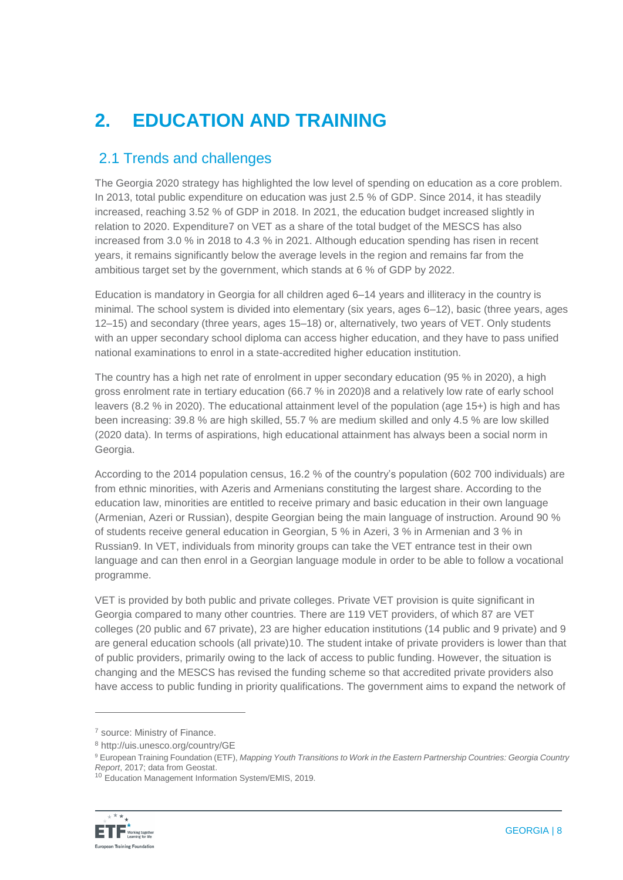# 2. EDUCATION AND TRAINING

## 2.1 Trends and challenges

The Georgia 2020 strategy has highlighted the low level of spending on education as a core problem. In 2013, total public expenditure on education was just 2.5 % of GDP. Since 2014, it has steadily increased, reaching 3.52 % of GDP in 2018. In 2021, the education budget increased slightly in relation to 2020. Expenditure[7] on VET as a share of the total budget of the MESCS has also increased from 3.0 % in 2018 to 4.3 % in 2021. Although education spending has risen in recent years, it remains significantly below the average levels in the region and remains far from the ambitious target set by the government, which stands at 6 % of GDP by 2022.

Education is mandatory in Georgia for all children aged 6–14 years and illiteracy in the country is minimal. The school system is divided into elementary (six years, ages 6–12), basic (three years, ages 12–15) and secondary (three years, ages 15–18) or, alternatively, two years of VET. Only students with an upper secondary school diploma can access higher education, and they have to pass unified national examinations to enrol in a state-accredited higher education institution.

The country has a high net rate of enrolment in upper secondary education (95 % in 2020), a high gross enrolment rate in tertiary education (66.7 % in 2020)[8] and a relatively low rate of early school leavers (8.2 % in 2020). The educational attainment level of the population (age 15+) is high and has been increasing: 39.8 % are high skilled, 55.7 % are medium skilled and only 4.5 % are low skilled (2020 data). In terms of aspirations, high educational attainment has always been a social norm in Georgia.

According to the 2014 population census, 16.2 % of the country's population (602 700 individuals) are from ethnic minorities, with Azeris and Armenians constituting the largest share. According to the education law, minorities are entitled to receive primary and basic education in their own language (Armenian, Azeri or Russian), despite Georgian being the main language of instruction. Around 90 % of students receive general education in Georgian, 5 % in Azeri, 3 % in Armenian and 3 % in Russian[9]. In VET, individuals from minority groups can take the VET entrance test in their own language and can then enrol in a Georgian language module in order to be able to follow a vocational programme.

VET is provided by both public and private colleges. Private VET provision is quite significant in Georgia compared to many other countries. There are 119 VET providers, of which 87 are VET colleges (20 public and 67 private), 23 are higher education institutions (14 public and 9 private) and 9 are general education schools (all private)[10]. The student intake of private providers is lower than that of public providers, primarily owing to the lack of access to public funding. However, the situation is changing and the MESCS has revised the funding scheme so that accredited private providers also have access to public funding in priority qualifications. The government aims to expand the network of

---

[7] source: Ministry of Finance.

[8] http://uis.unesco.org/country/GE

[9] European Training Foundation (ETF), *Mapping Youth Transitions to Work in the Eastern Partnership Countries: Georgia Country Report*, 2017; data from Geostat.

[10] Education Management Information System/EMIS, 2019.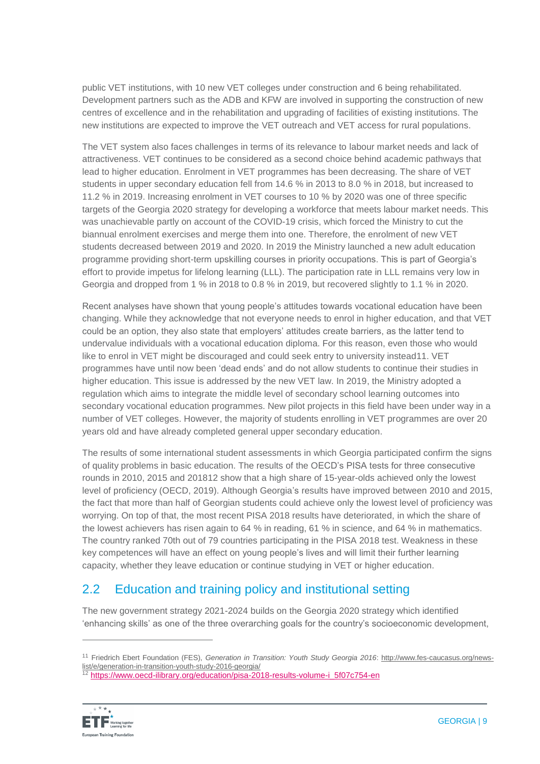public VET institutions, with 10 new VET colleges under construction and 6 being rehabilitated. Development partners such as the ADB and KFW are involved in supporting the construction of new centres of excellence and in the rehabilitation and upgrading of facilities of existing institutions. The new institutions are expected to improve the VET outreach and VET access for rural populations.

The VET system also faces challenges in terms of its relevance to labour market needs and lack of attractiveness. VET continues to be considered as a second choice behind academic pathways that lead to higher education. Enrolment in VET programmes has been decreasing. The share of VET students in upper secondary education fell from 14.6 % in 2013 to 8.0 % in 2018, but increased to 11.2 % in 2019. Increasing enrolment in VET courses to 10 % by 2020 was one of three specific targets of the Georgia 2020 strategy for developing a workforce that meets labour market needs. This was unachievable partly on account of the COVID-19 crisis, which forced the Ministry to cut the biannual enrolment exercises and merge them into one. Therefore, the enrolment of new VET students decreased between 2019 and 2020. In 2019 the Ministry launched a new adult education programme providing short-term upskilling courses in priority occupations. This is part of Georgia's effort to provide impetus for lifelong learning (LLL). The participation rate in LLL remains very low in Georgia and dropped from 1 % in 2018 to 0.8 % in 2019, but recovered slightly to 1.1 % in 2020.

Recent analyses have shown that young people's attitudes towards vocational education have been changing. While they acknowledge that not everyone needs to enrol in higher education, and that VET could be an option, they also state that employers' attitudes create barriers, as the latter tend to undervalue individuals with a vocational education diploma. For this reason, even those who would like to enrol in VET might be discouraged and could seek entry to university instead[11]. VET programmes have until now been 'dead ends' and do not allow students to continue their studies in higher education. This issue is addressed by the new VET law. In 2019, the Ministry adopted a regulation which aims to integrate the middle level of secondary school learning outcomes into secondary vocational education programmes. New pilot projects in this field have been under way in a number of VET colleges. However, the majority of students enrolling in VET programmes are over 20 years old and have already completed general upper secondary education.

The results of some international student assessments in which Georgia participated confirm the signs of quality problems in basic education. The results of the OECD's PISA tests for three consecutive rounds in 2010, 2015 and 2018[12] show that a high share of 15-year-olds achieved only the lowest level of proficiency (OECD, 2019). Although Georgia's results have improved between 2010 and 2015, the fact that more than half of Georgian students could achieve only the lowest level of proficiency was worrying. On top of that, the most recent PISA 2018 results have deteriorated, in which the share of the lowest achievers has risen again to 64 % in reading, 61 % in science, and 64 % in mathematics. The country ranked 70th out of 79 countries participating in the PISA 2018 test. Weakness in these key competences will have an effect on young people's lives and will limit their further learning capacity, whether they leave education or continue studying in VET or higher education.

## 2.2 Education and training policy and institutional setting

The new government strategy 2021-2024 builds on the Georgia 2020 strategy which identified 'enhancing skills' as one of the three overarching goals for the country's socioeconomic development,

---

[11] Friedrich Ebert Foundation (FES), *Generation in Transition: Youth Study Georgia 2016*: http://www.fes-caucasus.org/news-list/e/generation-in-transition-youth-study-2016-georgia/

[12] https://www.oecd-ilibrary.org/education/pisa-2018-results-volume-i_5f07c754-en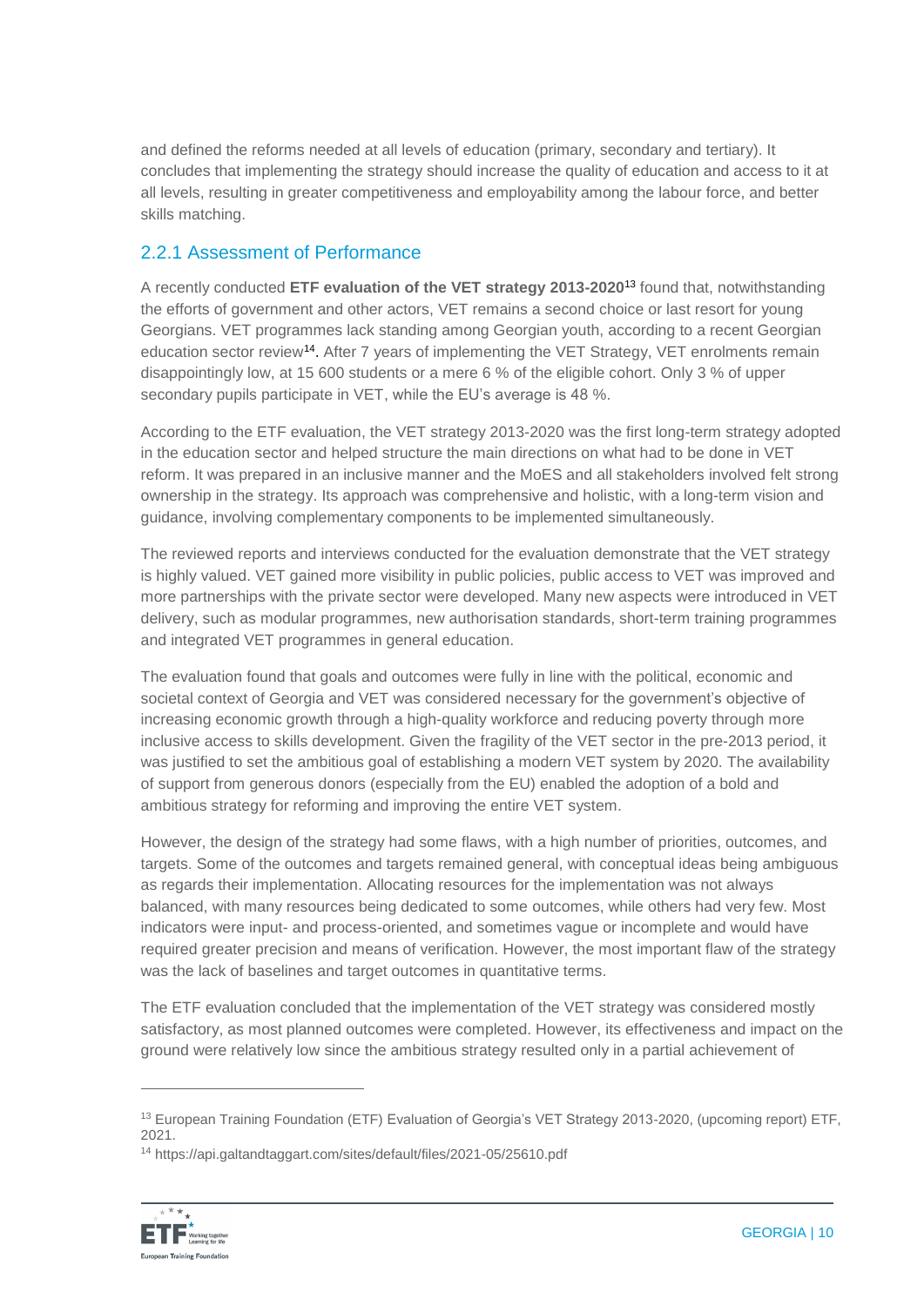and defined the reforms needed at all levels of education (primary, secondary and tertiary). It concludes that implementing the strategy should increase the quality of education and access to it at all levels, resulting in greater competitiveness and employability among the labour force, and better skills matching.

### 2.2.1 Assessment of Performance

A recently conducted **ETF evaluation of the VET strategy 2013-2020**[13] found that, notwithstanding the efforts of government and other actors, VET remains a second choice or last resort for young Georgians. VET programmes lack standing among Georgian youth, according to a recent Georgian education sector review[14]. After 7 years of implementing the VET Strategy, VET enrolments remain disappointingly low, at 15 600 students or a mere 6 % of the eligible cohort. Only 3 % of upper secondary pupils participate in VET, while the EU's average is 48 %.

According to the ETF evaluation, the VET strategy 2013-2020 was the first long-term strategy adopted in the education sector and helped structure the main directions on what had to be done in VET reform. It was prepared in an inclusive manner and the MoES and all stakeholders involved felt strong ownership in the strategy. Its approach was comprehensive and holistic, with a long-term vision and guidance, involving complementary components to be implemented simultaneously.

The reviewed reports and interviews conducted for the evaluation demonstrate that the VET strategy is highly valued. VET gained more visibility in public policies, public access to VET was improved and more partnerships with the private sector were developed. Many new aspects were introduced in VET delivery, such as modular programmes, new authorisation standards, short-term training programmes and integrated VET programmes in general education.

The evaluation found that goals and outcomes were fully in line with the political, economic and societal context of Georgia and VET was considered necessary for the government's objective of increasing economic growth through a high-quality workforce and reducing poverty through more inclusive access to skills development. Given the fragility of the VET sector in the pre-2013 period, it was justified to set the ambitious goal of establishing a modern VET system by 2020. The availability of support from generous donors (especially from the EU) enabled the adoption of a bold and ambitious strategy for reforming and improving the entire VET system.

However, the design of the strategy had some flaws, with a high number of priorities, outcomes, and targets. Some of the outcomes and targets remained general, with conceptual ideas being ambiguous as regards their implementation. Allocating resources for the implementation was not always balanced, with many resources being dedicated to some outcomes, while others had very few. Most indicators were input- and process-oriented, and sometimes vague or incomplete and would have required greater precision and means of verification. However, the most important flaw of the strategy was the lack of baselines and target outcomes in quantitative terms.

The ETF evaluation concluded that the implementation of the VET strategy was considered mostly satisfactory, as most planned outcomes were completed. However, its effectiveness and impact on the ground were relatively low since the ambitious strategy resulted only in a partial achievement of

---

[13] European Training Foundation (ETF) Evaluation of Georgia's VET Strategy 2013-2020, (upcoming report) ETF, 2021.

[14] https://api.galtandtaggart.com/sites/default/files/2021-05/25610.pdf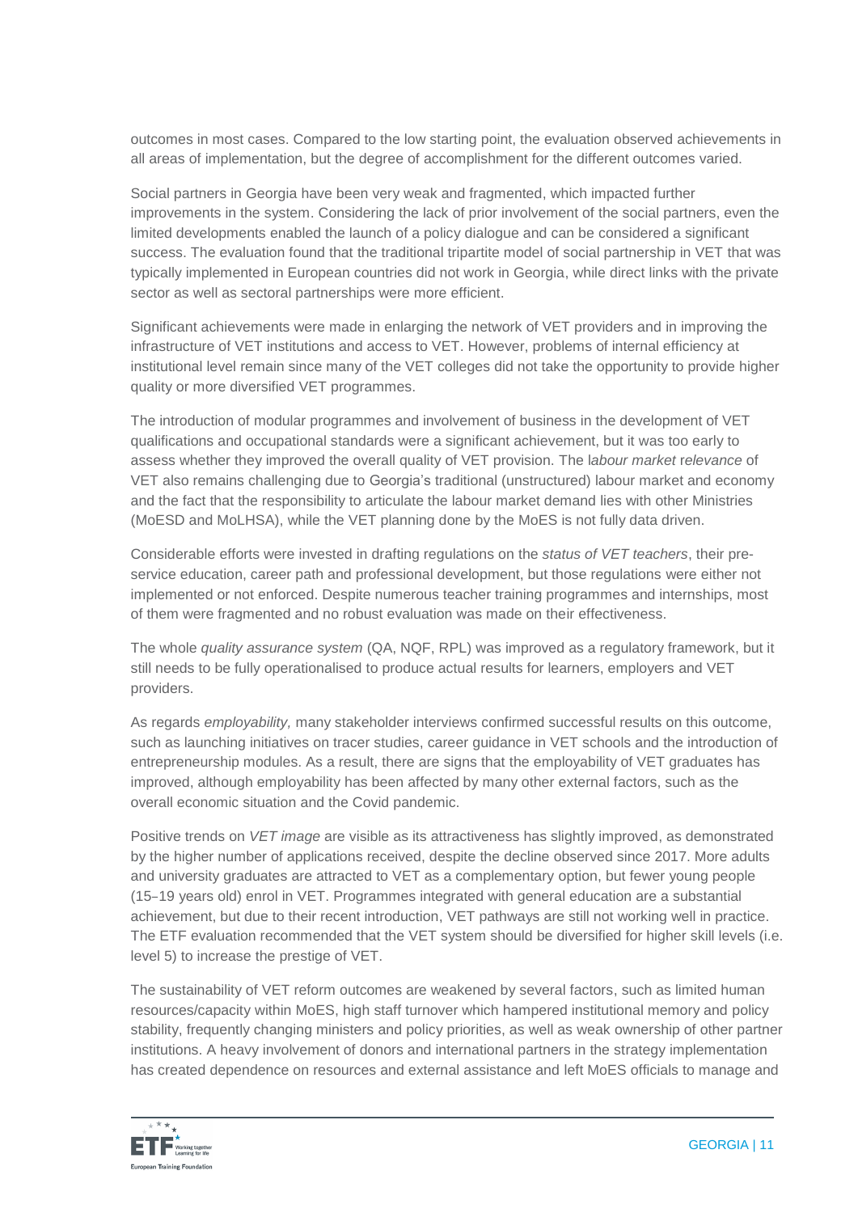outcomes in most cases. Compared to the low starting point, the evaluation observed achievements in all areas of implementation, but the degree of accomplishment for the different outcomes varied.

Social partners in Georgia have been very weak and fragmented, which impacted further improvements in the system. Considering the lack of prior involvement of the social partners, even the limited developments enabled the launch of a policy dialogue and can be considered a significant success. The evaluation found that the traditional tripartite model of social partnership in VET that was typically implemented in European countries did not work in Georgia, while direct links with the private sector as well as sectoral partnerships were more efficient.

Significant achievements were made in enlarging the network of VET providers and in improving the infrastructure of VET institutions and access to VET. However, problems of internal efficiency at institutional level remain since many of the VET colleges did not take the opportunity to provide higher quality or more diversified VET programmes.

The introduction of modular programmes and involvement of business in the development of VET qualifications and occupational standards were a significant achievement, but it was too early to assess whether they improved the overall quality of VET provision. The l*abour market* r*elevance* of VET also remains challenging due to Georgia's traditional (unstructured) labour market and economy and the fact that the responsibility to articulate the labour market demand lies with other Ministries (MoESD and MoLHSA), while the VET planning done by the MoES is not fully data driven.

Considerable efforts were invested in drafting regulations on the *status of VET teachers*, their pre-service education, career path and professional development, but those regulations were either not implemented or not enforced. Despite numerous teacher training programmes and internships, most of them were fragmented and no robust evaluation was made on their effectiveness.

The whole *quality assurance system* (QA, NQF, RPL) was improved as a regulatory framework, but it still needs to be fully operationalised to produce actual results for learners, employers and VET providers.

As regards *employability,* many stakeholder interviews confirmed successful results on this outcome, such as launching initiatives on tracer studies, career guidance in VET schools and the introduction of entrepreneurship modules. As a result, there are signs that the employability of VET graduates has improved, although employability has been affected by many other external factors, such as the overall economic situation and the Covid pandemic.

Positive trends on *VET image* are visible as its attractiveness has slightly improved, as demonstrated by the higher number of applications received, despite the decline observed since 2017. More adults and university graduates are attracted to VET as a complementary option, but fewer young people (15–19 years old) enrol in VET. Programmes integrated with general education are a substantial achievement, but due to their recent introduction, VET pathways are still not working well in practice. The ETF evaluation recommended that the VET system should be diversified for higher skill levels (i.e. level 5) to increase the prestige of VET.

The sustainability of VET reform outcomes are weakened by several factors, such as limited human resources/capacity within MoES, high staff turnover which hampered institutional memory and policy stability, frequently changing ministers and policy priorities, as well as weak ownership of other partner institutions. A heavy involvement of donors and international partners in the strategy implementation has created dependence on resources and external assistance and left MoES officials to manage and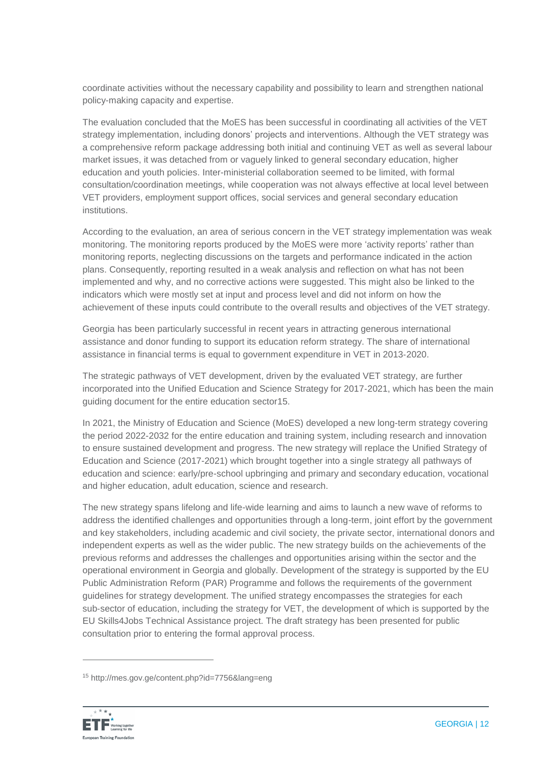coordinate activities without the necessary capability and possibility to learn and strengthen national policy-making capacity and expertise.

The evaluation concluded that the MoES has been successful in coordinating all activities of the VET strategy implementation, including donors' projects and interventions. Although the VET strategy was a comprehensive reform package addressing both initial and continuing VET as well as several labour market issues, it was detached from or vaguely linked to general secondary education, higher education and youth policies. Inter-ministerial collaboration seemed to be limited, with formal consultation/coordination meetings, while cooperation was not always effective at local level between VET providers, employment support offices, social services and general secondary education institutions.

According to the evaluation, an area of serious concern in the VET strategy implementation was weak monitoring. The monitoring reports produced by the MoES were more 'activity reports' rather than monitoring reports, neglecting discussions on the targets and performance indicated in the action plans. Consequently, reporting resulted in a weak analysis and reflection on what has not been implemented and why, and no corrective actions were suggested. This might also be linked to the indicators which were mostly set at input and process level and did not inform on how the achievement of these inputs could contribute to the overall results and objectives of the VET strategy.

Georgia has been particularly successful in recent years in attracting generous international assistance and donor funding to support its education reform strategy. The share of international assistance in financial terms is equal to government expenditure in VET in 2013-2020.

The strategic pathways of VET development, driven by the evaluated VET strategy, are further incorporated into the Unified Education and Science Strategy for 2017-2021, which has been the main guiding document for the entire education sector[15].

In 2021, the Ministry of Education and Science (MoES) developed a new long-term strategy covering the period 2022-2032 for the entire education and training system, including research and innovation to ensure sustained development and progress. The new strategy will replace the Unified Strategy of Education and Science (2017-2021) which brought together into a single strategy all pathways of education and science: early/pre-school upbringing and primary and secondary education, vocational and higher education, adult education, science and research.

The new strategy spans lifelong and life-wide learning and aims to launch a new wave of reforms to address the identified challenges and opportunities through a long-term, joint effort by the government and key stakeholders, including academic and civil society, the private sector, international donors and independent experts as well as the wider public. The new strategy builds on the achievements of the previous reforms and addresses the challenges and opportunities arising within the sector and the operational environment in Georgia and globally. Development of the strategy is supported by the EU Public Administration Reform (PAR) Programme and follows the requirements of the government guidelines for strategy development. The unified strategy encompasses the strategies for each sub-sector of education, including the strategy for VET, the development of which is supported by the EU Skills4Jobs Technical Assistance project. The draft strategy has been presented for public consultation prior to entering the formal approval process.

[15] http://mes.gov.ge/content.php?id=7756&lang=eng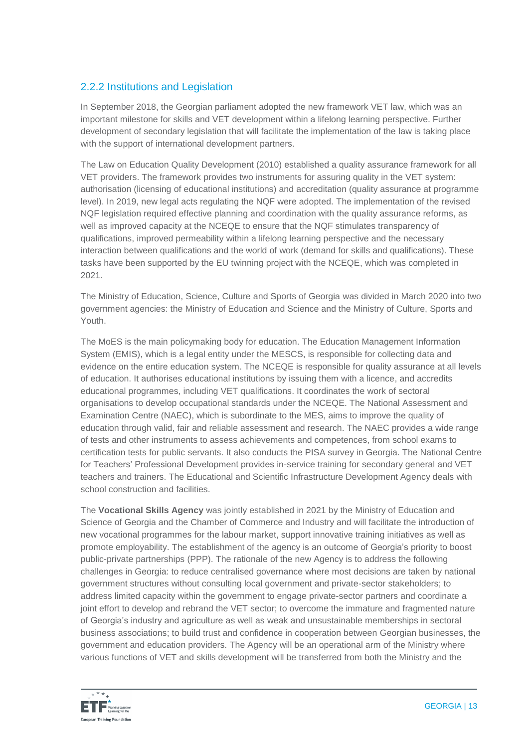### 2.2.2 Institutions and Legislation

In September 2018, the Georgian parliament adopted the new framework VET law, which was an important milestone for skills and VET development within a lifelong learning perspective. Further development of secondary legislation that will facilitate the implementation of the law is taking place with the support of international development partners.

The Law on Education Quality Development (2010) established a quality assurance framework for all VET providers. The framework provides two instruments for assuring quality in the VET system: authorisation (licensing of educational institutions) and accreditation (quality assurance at programme level). In 2019, new legal acts regulating the NQF were adopted. The implementation of the revised NQF legislation required effective planning and coordination with the quality assurance reforms, as well as improved capacity at the NCEQE to ensure that the NQF stimulates transparency of qualifications, improved permeability within a lifelong learning perspective and the necessary interaction between qualifications and the world of work (demand for skills and qualifications). These tasks have been supported by the EU twinning project with the NCEQE, which was completed in 2021.

The Ministry of Education, Science, Culture and Sports of Georgia was divided in March 2020 into two government agencies: the Ministry of Education and Science and the Ministry of Culture, Sports and Youth.

The MoES is the main policymaking body for education. The Education Management Information System (EMIS), which is a legal entity under the MESCS, is responsible for collecting data and evidence on the entire education system. The NCEQE is responsible for quality assurance at all levels of education. It authorises educational institutions by issuing them with a licence, and accredits educational programmes, including VET qualifications. It coordinates the work of sectoral organisations to develop occupational standards under the NCEQE. The National Assessment and Examination Centre (NAEC), which is subordinate to the MES, aims to improve the quality of education through valid, fair and reliable assessment and research. The NAEC provides a wide range of tests and other instruments to assess achievements and competences, from school exams to certification tests for public servants. It also conducts the PISA survey in Georgia. The National Centre for Teachers' Professional Development provides in-service training for secondary general and VET teachers and trainers. The Educational and Scientific Infrastructure Development Agency deals with school construction and facilities.

The **Vocational Skills Agency** was jointly established in 2021 by the Ministry of Education and Science of Georgia and the Chamber of Commerce and Industry and will facilitate the introduction of new vocational programmes for the labour market, support innovative training initiatives as well as promote employability. The establishment of the agency is an outcome of Georgia's priority to boost public-private partnerships (PPP). The rationale of the new Agency is to address the following challenges in Georgia: to reduce centralised governance where most decisions are taken by national government structures without consulting local government and private-sector stakeholders; to address limited capacity within the government to engage private-sector partners and coordinate a joint effort to develop and rebrand the VET sector; to overcome the immature and fragmented nature of Georgia's industry and agriculture as well as weak and unsustainable memberships in sectoral business associations; to build trust and confidence in cooperation between Georgian businesses, the government and education providers. The Agency will be an operational arm of the Ministry where various functions of VET and skills development will be transferred from both the Ministry and the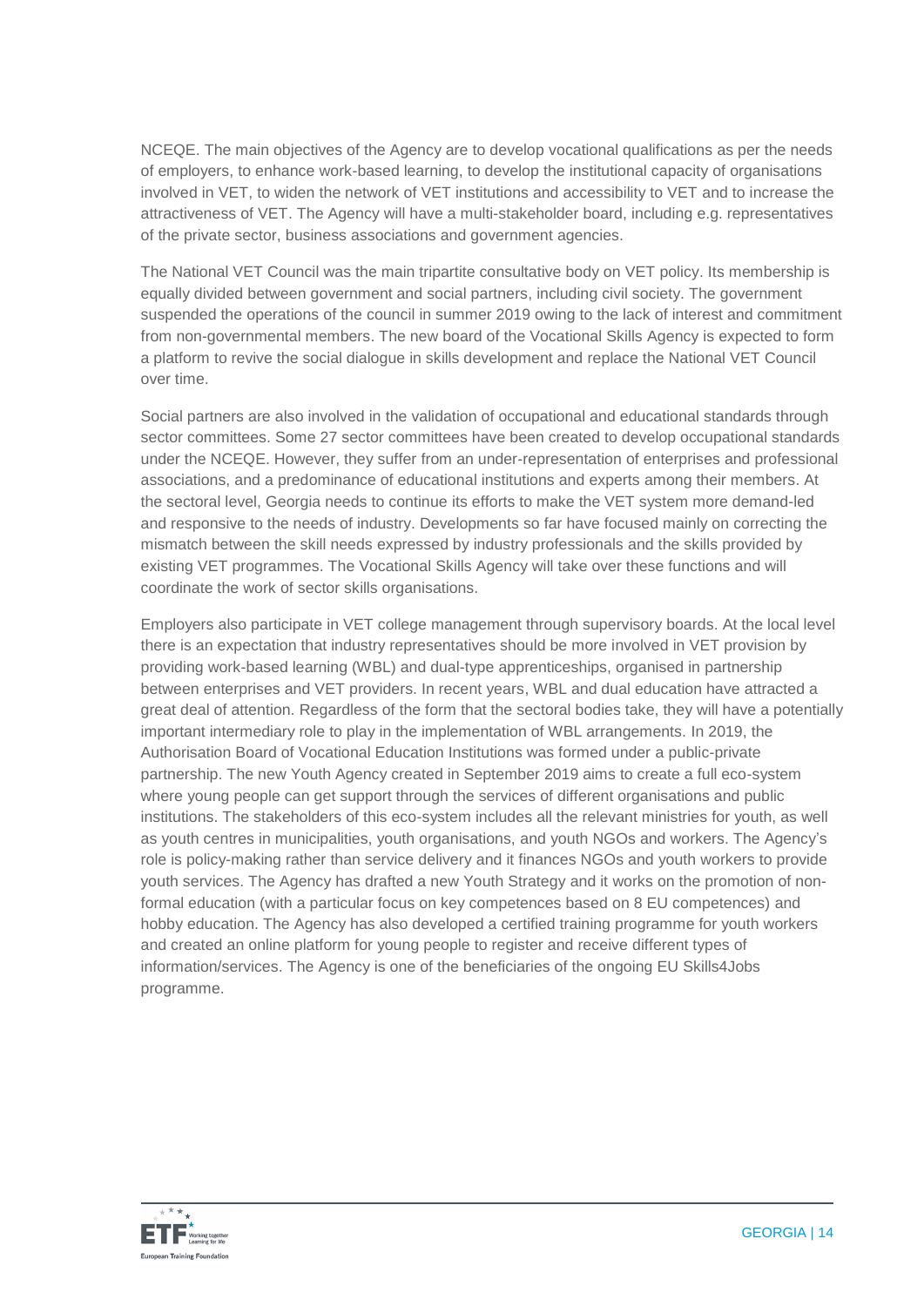NCEQE. The main objectives of the Agency are to develop vocational qualifications as per the needs of employers, to enhance work-based learning, to develop the institutional capacity of organisations involved in VET, to widen the network of VET institutions and accessibility to VET and to increase the attractiveness of VET. The Agency will have a multi-stakeholder board, including e.g. representatives of the private sector, business associations and government agencies.

The National VET Council was the main tripartite consultative body on VET policy. Its membership is equally divided between government and social partners, including civil society. The government suspended the operations of the council in summer 2019 owing to the lack of interest and commitment from non-governmental members. The new board of the Vocational Skills Agency is expected to form a platform to revive the social dialogue in skills development and replace the National VET Council over time.

Social partners are also involved in the validation of occupational and educational standards through sector committees. Some 27 sector committees have been created to develop occupational standards under the NCEQE. However, they suffer from an under-representation of enterprises and professional associations, and a predominance of educational institutions and experts among their members. At the sectoral level, Georgia needs to continue its efforts to make the VET system more demand-led and responsive to the needs of industry. Developments so far have focused mainly on correcting the mismatch between the skill needs expressed by industry professionals and the skills provided by existing VET programmes. The Vocational Skills Agency will take over these functions and will coordinate the work of sector skills organisations.

Employers also participate in VET college management through supervisory boards. At the local level there is an expectation that industry representatives should be more involved in VET provision by providing work-based learning (WBL) and dual-type apprenticeships, organised in partnership between enterprises and VET providers. In recent years, WBL and dual education have attracted a great deal of attention. Regardless of the form that the sectoral bodies take, they will have a potentially important intermediary role to play in the implementation of WBL arrangements. In 2019, the Authorisation Board of Vocational Education Institutions was formed under a public-private partnership. The new Youth Agency created in September 2019 aims to create a full eco-system where young people can get support through the services of different organisations and public institutions. The stakeholders of this eco-system includes all the relevant ministries for youth, as well as youth centres in municipalities, youth organisations, and youth NGOs and workers. The Agency's role is policy-making rather than service delivery and it finances NGOs and youth workers to provide youth services. The Agency has drafted a new Youth Strategy and it works on the promotion of non-formal education (with a particular focus on key competences based on 8 EU competences) and hobby education. The Agency has also developed a certified training programme for youth workers and created an online platform for young people to register and receive different types of information/services. The Agency is one of the beneficiaries of the ongoing EU Skills4Jobs programme.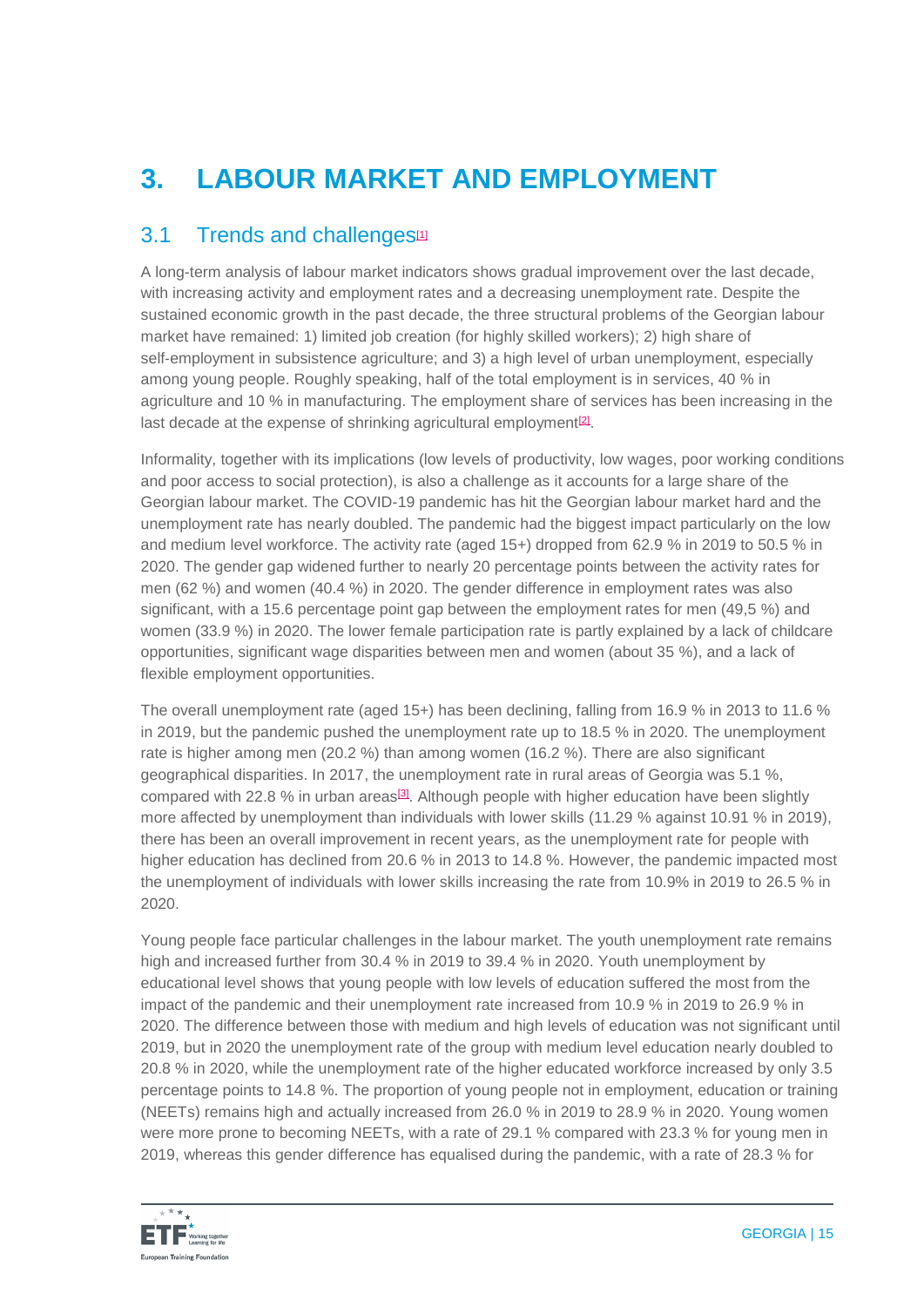# 3. LABOUR MARKET AND EMPLOYMENT

## 3.1 Trends and challenges[1]

A long-term analysis of labour market indicators shows gradual improvement over the last decade, with increasing activity and employment rates and a decreasing unemployment rate. Despite the sustained economic growth in the past decade, the three structural problems of the Georgian labour market have remained: 1) limited job creation (for highly skilled workers); 2) high share of self-employment in subsistence agriculture; and 3) a high level of urban unemployment, especially among young people. Roughly speaking, half of the total employment is in services, 40 % in agriculture and 10 % in manufacturing. The employment share of services has been increasing in the last decade at the expense of shrinking agricultural employment[2].

Informality, together with its implications (low levels of productivity, low wages, poor working conditions and poor access to social protection), is also a challenge as it accounts for a large share of the Georgian labour market. The COVID-19 pandemic has hit the Georgian labour market hard and the unemployment rate has nearly doubled. The pandemic had the biggest impact particularly on the low and medium level workforce. The activity rate (aged 15+) dropped from 62.9 % in 2019 to 50.5 % in 2020. The gender gap widened further to nearly 20 percentage points between the activity rates for men (62 %) and women (40.4 %) in 2020. The gender difference in employment rates was also significant, with a 15.6 percentage point gap between the employment rates for men (49,5 %) and women (33.9 %) in 2020. The lower female participation rate is partly explained by a lack of childcare opportunities, significant wage disparities between men and women (about 35 %), and a lack of flexible employment opportunities.

The overall unemployment rate (aged 15+) has been declining, falling from 16.9 % in 2013 to 11.6 % in 2019, but the pandemic pushed the unemployment rate up to 18.5 % in 2020. The unemployment rate is higher among men (20.2 %) than among women (16.2 %). There are also significant geographical disparities. In 2017, the unemployment rate in rural areas of Georgia was 5.1 %, compared with 22.8 % in urban areas[3]. Although people with higher education have been slightly more affected by unemployment than individuals with lower skills (11.29 % against 10.91 % in 2019), there has been an overall improvement in recent years, as the unemployment rate for people with higher education has declined from 20.6 % in 2013 to 14.8 %. However, the pandemic impacted most the unemployment of individuals with lower skills increasing the rate from 10.9% in 2019 to 26.5 % in 2020.

Young people face particular challenges in the labour market. The youth unemployment rate remains high and increased further from 30.4 % in 2019 to 39.4 % in 2020. Youth unemployment by educational level shows that young people with low levels of education suffered the most from the impact of the pandemic and their unemployment rate increased from 10.9 % in 2019 to 26.9 % in 2020. The difference between those with medium and high levels of education was not significant until 2019, but in 2020 the unemployment rate of the group with medium level education nearly doubled to 20.8 % in 2020, while the unemployment rate of the higher educated workforce increased by only 3.5 percentage points to 14.8 %. The proportion of young people not in employment, education or training (NEETs) remains high and actually increased from 26.0 % in 2019 to 28.9 % in 2020. Young women were more prone to becoming NEETs, with a rate of 29.1 % compared with 23.3 % for young men in 2019, whereas this gender difference has equalised during the pandemic, with a rate of 28.3 % for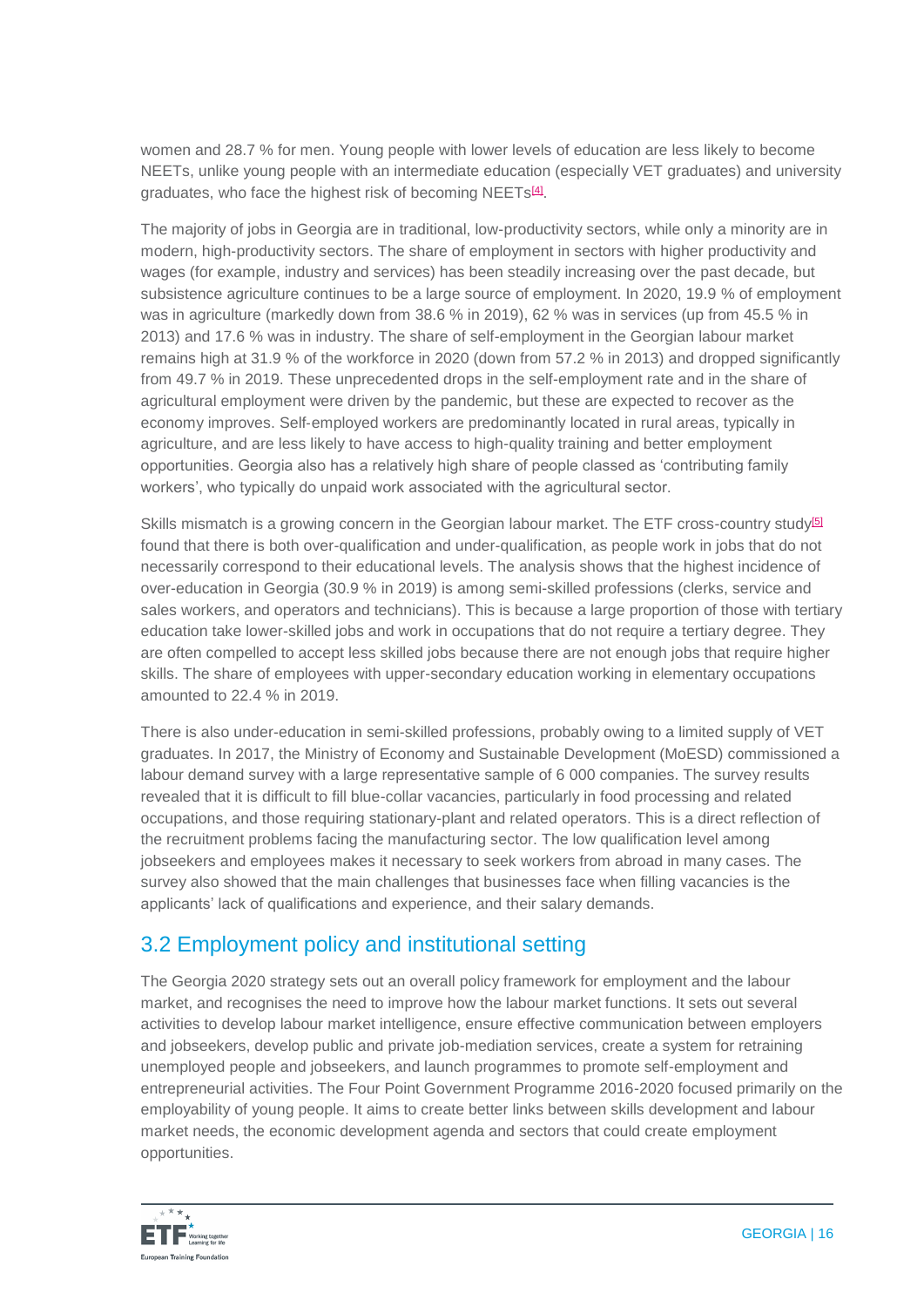women and 28.7 % for men. Young people with lower levels of education are less likely to become NEETs, unlike young people with an intermediate education (especially VET graduates) and university graduates, who face the highest risk of becoming NEETs[4].

The majority of jobs in Georgia are in traditional, low-productivity sectors, while only a minority are in modern, high-productivity sectors. The share of employment in sectors with higher productivity and wages (for example, industry and services) has been steadily increasing over the past decade, but subsistence agriculture continues to be a large source of employment. In 2020, 19.9 % of employment was in agriculture (markedly down from 38.6 % in 2019), 62 % was in services (up from 45.5 % in 2013) and 17.6 % was in industry. The share of self-employment in the Georgian labour market remains high at 31.9 % of the workforce in 2020 (down from 57.2 % in 2013) and dropped significantly from 49.7 % in 2019. These unprecedented drops in the self-employment rate and in the share of agricultural employment were driven by the pandemic, but these are expected to recover as the economy improves. Self-employed workers are predominantly located in rural areas, typically in agriculture, and are less likely to have access to high-quality training and better employment opportunities. Georgia also has a relatively high share of people classed as 'contributing family workers', who typically do unpaid work associated with the agricultural sector.

Skills mismatch is a growing concern in the Georgian labour market. The ETF cross-country study[5] found that there is both over-qualification and under-qualification, as people work in jobs that do not necessarily correspond to their educational levels. The analysis shows that the highest incidence of over-education in Georgia (30.9 % in 2019) is among semi-skilled professions (clerks, service and sales workers, and operators and technicians). This is because a large proportion of those with tertiary education take lower-skilled jobs and work in occupations that do not require a tertiary degree. They are often compelled to accept less skilled jobs because there are not enough jobs that require higher skills. The share of employees with upper-secondary education working in elementary occupations amounted to 22.4 % in 2019.

There is also under-education in semi-skilled professions, probably owing to a limited supply of VET graduates. In 2017, the Ministry of Economy and Sustainable Development (MoESD) commissioned a labour demand survey with a large representative sample of 6 000 companies. The survey results revealed that it is difficult to fill blue-collar vacancies, particularly in food processing and related occupations, and those requiring stationary-plant and related operators. This is a direct reflection of the recruitment problems facing the manufacturing sector. The low qualification level among jobseekers and employees makes it necessary to seek workers from abroad in many cases. The survey also showed that the main challenges that businesses face when filling vacancies is the applicants' lack of qualifications and experience, and their salary demands.

## 3.2 Employment policy and institutional setting

The Georgia 2020 strategy sets out an overall policy framework for employment and the labour market, and recognises the need to improve how the labour market functions. It sets out several activities to develop labour market intelligence, ensure effective communication between employers and jobseekers, develop public and private job-mediation services, create a system for retraining unemployed people and jobseekers, and launch programmes to promote self-employment and entrepreneurial activities. The Four Point Government Programme 2016-2020 focused primarily on the employability of young people. It aims to create better links between skills development and labour market needs, the economic development agenda and sectors that could create employment opportunities.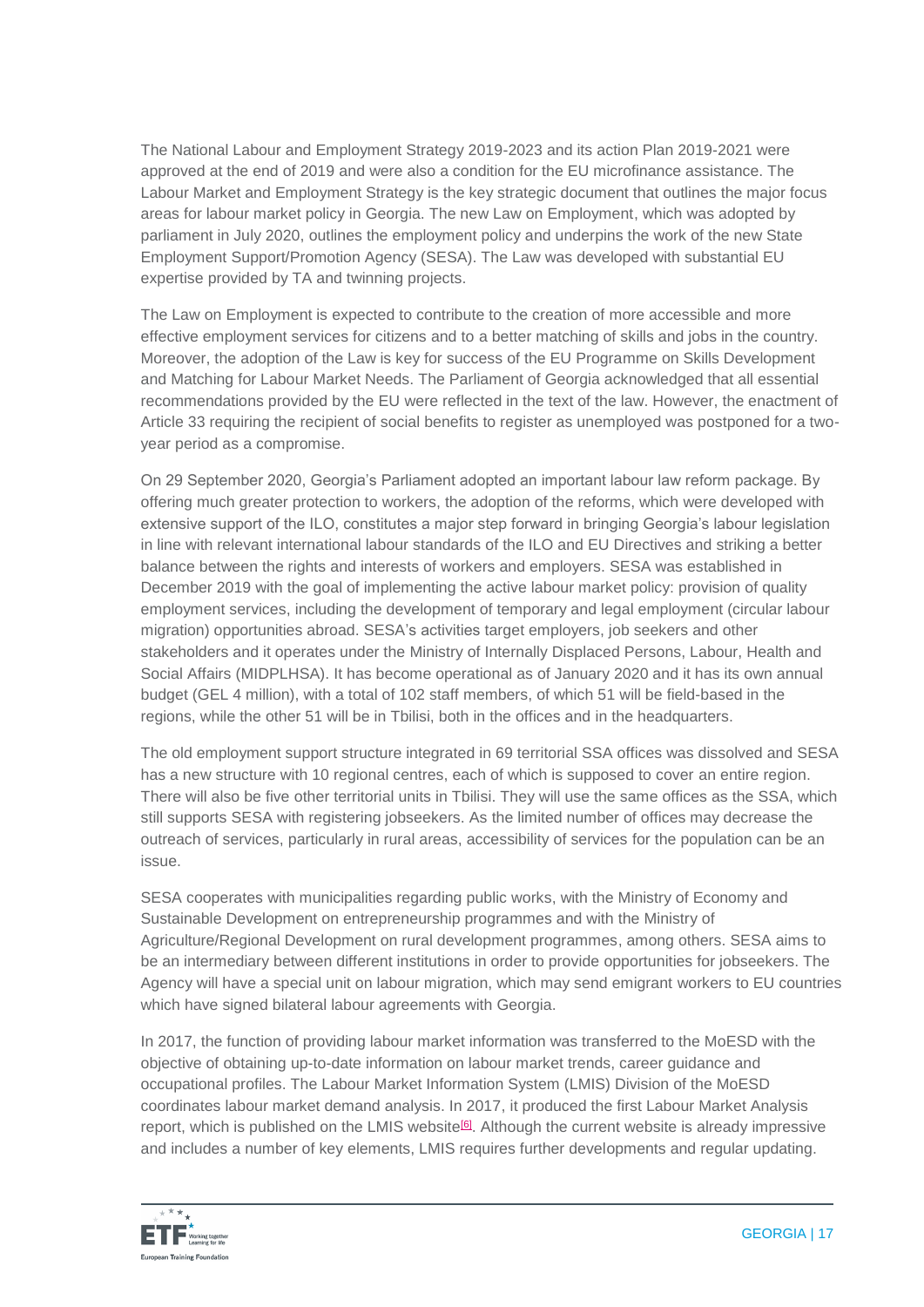The National Labour and Employment Strategy 2019-2023 and its action Plan 2019-2021 were approved at the end of 2019 and were also a condition for the EU microfinance assistance. The Labour Market and Employment Strategy is the key strategic document that outlines the major focus areas for labour market policy in Georgia. The new Law on Employment, which was adopted by parliament in July 2020, outlines the employment policy and underpins the work of the new State Employment Support/Promotion Agency (SESA). The Law was developed with substantial EU expertise provided by TA and twinning projects.

The Law on Employment is expected to contribute to the creation of more accessible and more effective employment services for citizens and to a better matching of skills and jobs in the country. Moreover, the adoption of the Law is key for success of the EU Programme on Skills Development and Matching for Labour Market Needs. The Parliament of Georgia acknowledged that all essential recommendations provided by the EU were reflected in the text of the law. However, the enactment of Article 33 requiring the recipient of social benefits to register as unemployed was postponed for a two-year period as a compromise.

On 29 September 2020, Georgia's Parliament adopted an important labour law reform package. By offering much greater protection to workers, the adoption of the reforms, which were developed with extensive support of the ILO, constitutes a major step forward in bringing Georgia's labour legislation in line with relevant international labour standards of the ILO and EU Directives and striking a better balance between the rights and interests of workers and employers. SESA was established in December 2019 with the goal of implementing the active labour market policy: provision of quality employment services, including the development of temporary and legal employment (circular labour migration) opportunities abroad. SESA's activities target employers, job seekers and other stakeholders and it operates under the Ministry of Internally Displaced Persons, Labour, Health and Social Affairs (MIDPLHSA). It has become operational as of January 2020 and it has its own annual budget (GEL 4 million), with a total of 102 staff members, of which 51 will be field-based in the regions, while the other 51 will be in Tbilisi, both in the offices and in the headquarters.

The old employment support structure integrated in 69 territorial SSA offices was dissolved and SESA has a new structure with 10 regional centres, each of which is supposed to cover an entire region. There will also be five other territorial units in Tbilisi. They will use the same offices as the SSA, which still supports SESA with registering jobseekers. As the limited number of offices may decrease the outreach of services, particularly in rural areas, accessibility of services for the population can be an issue.

SESA cooperates with municipalities regarding public works, with the Ministry of Economy and Sustainable Development on entrepreneurship programmes and with the Ministry of Agriculture/Regional Development on rural development programmes, among others. SESA aims to be an intermediary between different institutions in order to provide opportunities for jobseekers. The Agency will have a special unit on labour migration, which may send emigrant workers to EU countries which have signed bilateral labour agreements with Georgia.

In 2017, the function of providing labour market information was transferred to the MoESD with the objective of obtaining up-to-date information on labour market trends, career guidance and occupational profiles. The Labour Market Information System (LMIS) Division of the MoESD coordinates labour market demand analysis. In 2017, it produced the first Labour Market Analysis report, which is published on the LMIS website[6]. Although the current website is already impressive and includes a number of key elements, LMIS requires further developments and regular updating.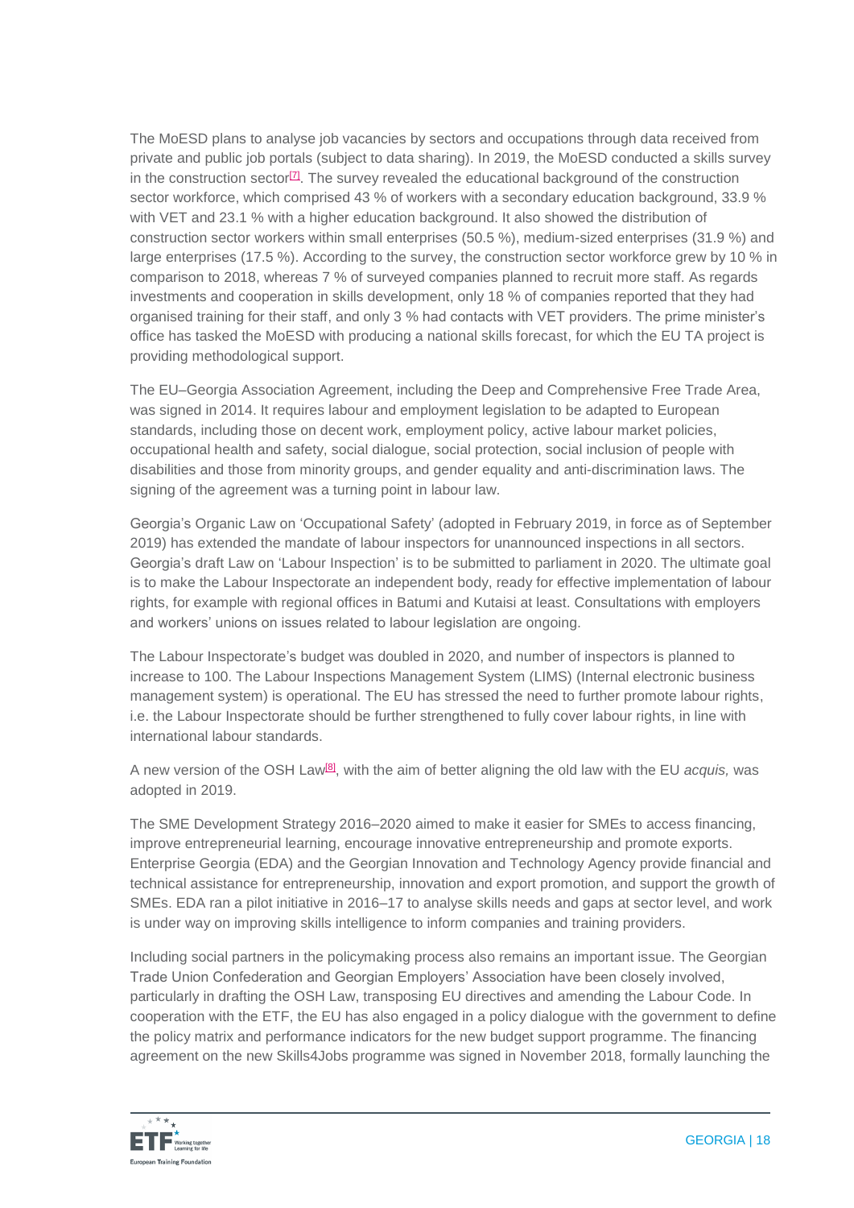The MoESD plans to analyse job vacancies by sectors and occupations through data received from private and public job portals (subject to data sharing). In 2019, the MoESD conducted a skills survey in the construction sector[7]. The survey revealed the educational background of the construction sector workforce, which comprised 43 % of workers with a secondary education background, 33.9 % with VET and 23.1 % with a higher education background. It also showed the distribution of construction sector workers within small enterprises (50.5 %), medium-sized enterprises (31.9 %) and large enterprises (17.5 %). According to the survey, the construction sector workforce grew by 10 % in comparison to 2018, whereas 7 % of surveyed companies planned to recruit more staff. As regards investments and cooperation in skills development, only 18 % of companies reported that they had organised training for their staff, and only 3 % had contacts with VET providers. The prime minister's office has tasked the MoESD with producing a national skills forecast, for which the EU TA project is providing methodological support.

The EU–Georgia Association Agreement, including the Deep and Comprehensive Free Trade Area, was signed in 2014. It requires labour and employment legislation to be adapted to European standards, including those on decent work, employment policy, active labour market policies, occupational health and safety, social dialogue, social protection, social inclusion of people with disabilities and those from minority groups, and gender equality and anti-discrimination laws. The signing of the agreement was a turning point in labour law.

Georgia's Organic Law on 'Occupational Safety' (adopted in February 2019, in force as of September 2019) has extended the mandate of labour inspectors for unannounced inspections in all sectors. Georgia's draft Law on 'Labour Inspection' is to be submitted to parliament in 2020. The ultimate goal is to make the Labour Inspectorate an independent body, ready for effective implementation of labour rights, for example with regional offices in Batumi and Kutaisi at least. Consultations with employers and workers' unions on issues related to labour legislation are ongoing.

The Labour Inspectorate's budget was doubled in 2020, and number of inspectors is planned to increase to 100. The Labour Inspections Management System (LIMS) (Internal electronic business management system) is operational. The EU has stressed the need to further promote labour rights, i.e. the Labour Inspectorate should be further strengthened to fully cover labour rights, in line with international labour standards.

A new version of the OSH Law[8], with the aim of better aligning the old law with the EU *acquis,* was adopted in 2019.

The SME Development Strategy 2016–2020 aimed to make it easier for SMEs to access financing, improve entrepreneurial learning, encourage innovative entrepreneurship and promote exports. Enterprise Georgia (EDA) and the Georgian Innovation and Technology Agency provide financial and technical assistance for entrepreneurship, innovation and export promotion, and support the growth of SMEs. EDA ran a pilot initiative in 2016–17 to analyse skills needs and gaps at sector level, and work is under way on improving skills intelligence to inform companies and training providers.

Including social partners in the policymaking process also remains an important issue. The Georgian Trade Union Confederation and Georgian Employers' Association have been closely involved, particularly in drafting the OSH Law, transposing EU directives and amending the Labour Code. In cooperation with the ETF, the EU has also engaged in a policy dialogue with the government to define the policy matrix and performance indicators for the new budget support programme. The financing agreement on the new Skills4Jobs programme was signed in November 2018, formally launching the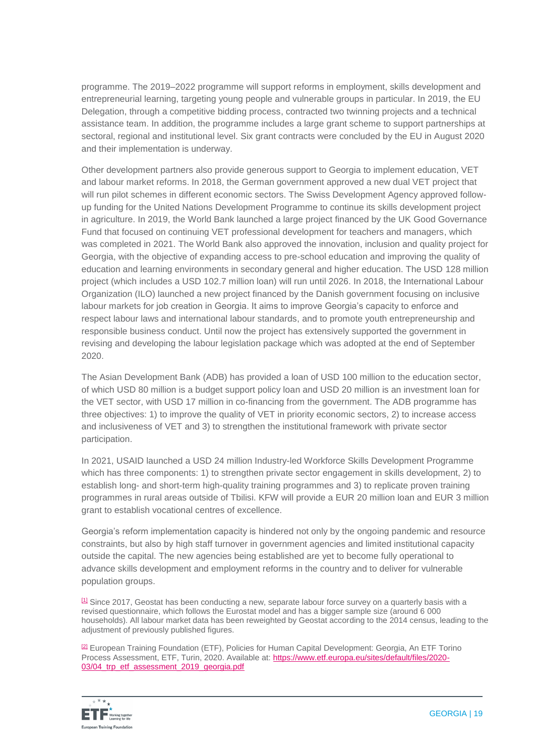programme. The 2019–2022 programme will support reforms in employment, skills development and entrepreneurial learning, targeting young people and vulnerable groups in particular. In 2019, the EU Delegation, through a competitive bidding process, contracted two twinning projects and a technical assistance team. In addition, the programme includes a large grant scheme to support partnerships at sectoral, regional and institutional level. Six grant contracts were concluded by the EU in August 2020 and their implementation is underway.

Other development partners also provide generous support to Georgia to implement education, VET and labour market reforms. In 2018, the German government approved a new dual VET project that will run pilot schemes in different economic sectors. The Swiss Development Agency approved follow-up funding for the United Nations Development Programme to continue its skills development project in agriculture. In 2019, the World Bank launched a large project financed by the UK Good Governance Fund that focused on continuing VET professional development for teachers and managers, which was completed in 2021. The World Bank also approved the innovation, inclusion and quality project for Georgia, with the objective of expanding access to pre-school education and improving the quality of education and learning environments in secondary general and higher education. The USD 128 million project (which includes a USD 102.7 million loan) will run until 2026. In 2018, the International Labour Organization (ILO) launched a new project financed by the Danish government focusing on inclusive labour markets for job creation in Georgia. It aims to improve Georgia's capacity to enforce and respect labour laws and international labour standards, and to promote youth entrepreneurship and responsible business conduct. Until now the project has extensively supported the government in revising and developing the labour legislation package which was adopted at the end of September 2020.

The Asian Development Bank (ADB) has provided a loan of USD 100 million to the education sector, of which USD 80 million is a budget support policy loan and USD 20 million is an investment loan for the VET sector, with USD 17 million in co-financing from the government. The ADB programme has three objectives: 1) to improve the quality of VET in priority economic sectors, 2) to increase access and inclusiveness of VET and 3) to strengthen the institutional framework with private sector participation.

In 2021, USAID launched a USD 24 million Industry-led Workforce Skills Development Programme which has three components: 1) to strengthen private sector engagement in skills development, 2) to establish long- and short-term high-quality training programmes and 3) to replicate proven training programmes in rural areas outside of Tbilisi. KFW will provide a EUR 20 million loan and EUR 3 million grant to establish vocational centres of excellence.

Georgia's reform implementation capacity is hindered not only by the ongoing pandemic and resource constraints, but also by high staff turnover in government agencies and limited institutional capacity outside the capital. The new agencies being established are yet to become fully operational to advance skills development and employment reforms in the country and to deliver for vulnerable population groups.

[1] Since 2017, Geostat has been conducting a new, separate labour force survey on a quarterly basis with a revised questionnaire, which follows the Eurostat model and has a bigger sample size (around 6 000 households). All labour market data has been reweighted by Geostat according to the 2014 census, leading to the adjustment of previously published figures.

[2] European Training Foundation (ETF), Policies for Human Capital Development: Georgia, An ETF Torino Process Assessment, ETF, Turin, 2020. Available at: https://www.etf.europa.eu/sites/default/files/2020-03/04_trp_etf_assessment_2019_georgia.pdf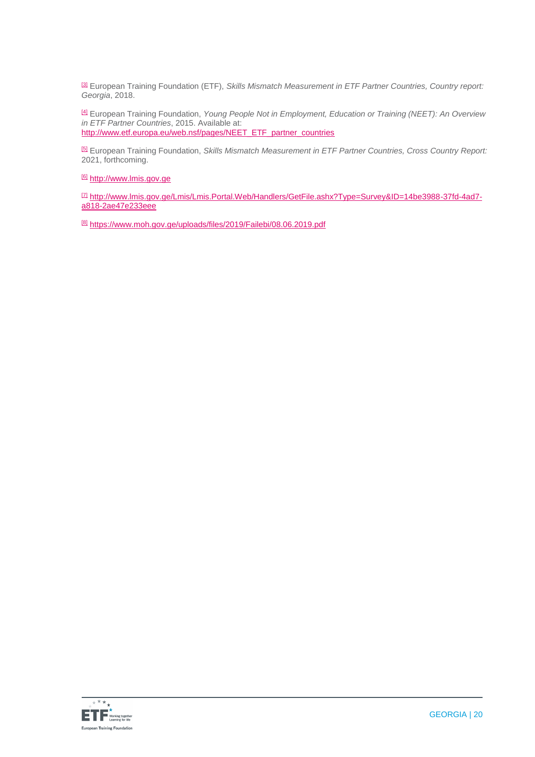[3] European Training Foundation (ETF), *Skills Mismatch Measurement in ETF Partner Countries, Country report: Georgia*, 2018.

[4] European Training Foundation, *Young People Not in Employment, Education or Training (NEET): An Overview in ETF Partner Countries*, 2015. Available at: http://www.etf.europa.eu/web.nsf/pages/NEET_ETF_partner_countries

[5] European Training Foundation, *Skills Mismatch Measurement in ETF Partner Countries, Cross Country Report:* 2021, forthcoming.

[6] http://www.lmis.gov.ge

[7] http://www.lmis.gov.ge/Lmis/Lmis.Portal.Web/Handlers/GetFile.ashx?Type=Survey&ID=14be3988-37fd-4ad7-a818-2ae47e233eee

[8] https://www.moh.gov.ge/uploads/files/2019/Failebi/08.06.2019.pdf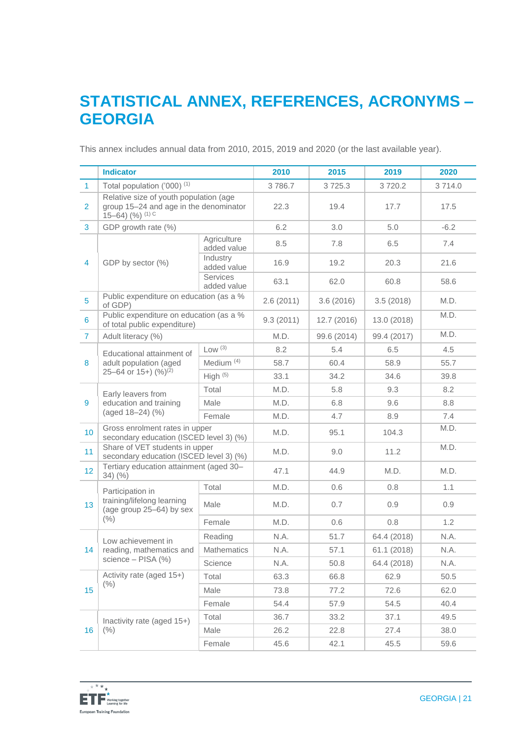# STATISTICAL ANNEX, REFERENCES, ACRONYMS – GEORGIA

This annex includes annual data from 2010, 2015, 2019 and 2020 (or the last available year).

| | Indicator | | 2010 | 2015 | 2019 | 2020 |
|---|---|---|---|---|---|---|
| 1 | Total population ('000) (1) | | 3 786.7 | 3 725.3 | 3 720.2 | 3 714.0 |
| 2 | Relative size of youth population (age group 15–24 and age in the denominator 15–64) (%) (1) C | | 22.3 | 19.4 | 17.7 | 17.5 |
| 3 | GDP growth rate (%) | | 6.2 | 3.0 | 5.0 | -6.2 |
| 4 | GDP by sector (%) | Agriculture added value | 8.5 | 7.8 | 6.5 | 7.4 |
| | | Industry added value | 16.9 | 19.2 | 20.3 | 21.6 |
| | | Services added value | 63.1 | 62.0 | 60.8 | 58.6 |
| 5 | Public expenditure on education (as a % of GDP) | | 2.6 (2011) | 3.6 (2016) | 3.5 (2018) | M.D. |
| 6 | Public expenditure on education (as a % of total public expenditure) | | 9.3 (2011) | 12.7 (2016) | 13.0 (2018) | M.D. |
| 7 | Adult literacy (%) | | M.D. | 99.6 (2014) | 99.4 (2017) | M.D. |
| 8 | Educational attainment of adult population (aged 25–64 or 15+) (%)(2) | Low (3) | 8.2 | 5.4 | 6.5 | 4.5 |
| | | Medium (4) | 58.7 | 60.4 | 58.9 | 55.7 |
| | | High (5) | 33.1 | 34.2 | 34.6 | 39.8 |
| 9 | Early leavers from education and training (aged 18–24) (%) | Total | M.D. | 5.8 | 9.3 | 8.2 |
| | | Male | M.D. | 6.8 | 9.6 | 8.8 |
| | | Female | M.D. | 4.7 | 8.9 | 7.4 |
| 10 | Gross enrolment rates in upper secondary education (ISCED level 3) (%) | | M.D. | 95.1 | 104.3 | M.D. |
| 11 | Share of VET students in upper secondary education (ISCED level 3) (%) | | M.D. | 9.0 | 11.2 | M.D. |
| 12 | Tertiary education attainment (aged 30–34) (%) | | 47.1 | 44.9 | M.D. | M.D. |
| 13 | Participation in training/lifelong learning (age group 25–64) by sex (%) | Total | M.D. | 0.6 | 0.8 | 1.1 |
| | | Male | M.D. | 0.7 | 0.9 | 0.9 |
| | | Female | M.D. | 0.6 | 0.8 | 1.2 |
| 14 | Low achievement in reading, mathematics and science – PISA (%) | Reading | N.A. | 51.7 | 64.4 (2018) | N.A. |
| | | Mathematics | N.A. | 57.1 | 61.1 (2018) | N.A. |
| | | Science | N.A. | 50.8 | 64.4 (2018) | N.A. |
| 15 | Activity rate (aged 15+) (%) | Total | 63.3 | 66.8 | 62.9 | 50.5 |
| | | Male | 73.8 | 77.2 | 72.6 | 62.0 |
| | | Female | 54.4 | 57.9 | 54.5 | 40.4 |
| 16 | Inactivity rate (aged 15+) (%) | Total | 36.7 | 33.2 | 37.1 | 49.5 |
| | | Male | 26.2 | 22.8 | 27.4 | 38.0 |
| | | Female | 45.6 | 42.1 | 45.5 | 59.6 |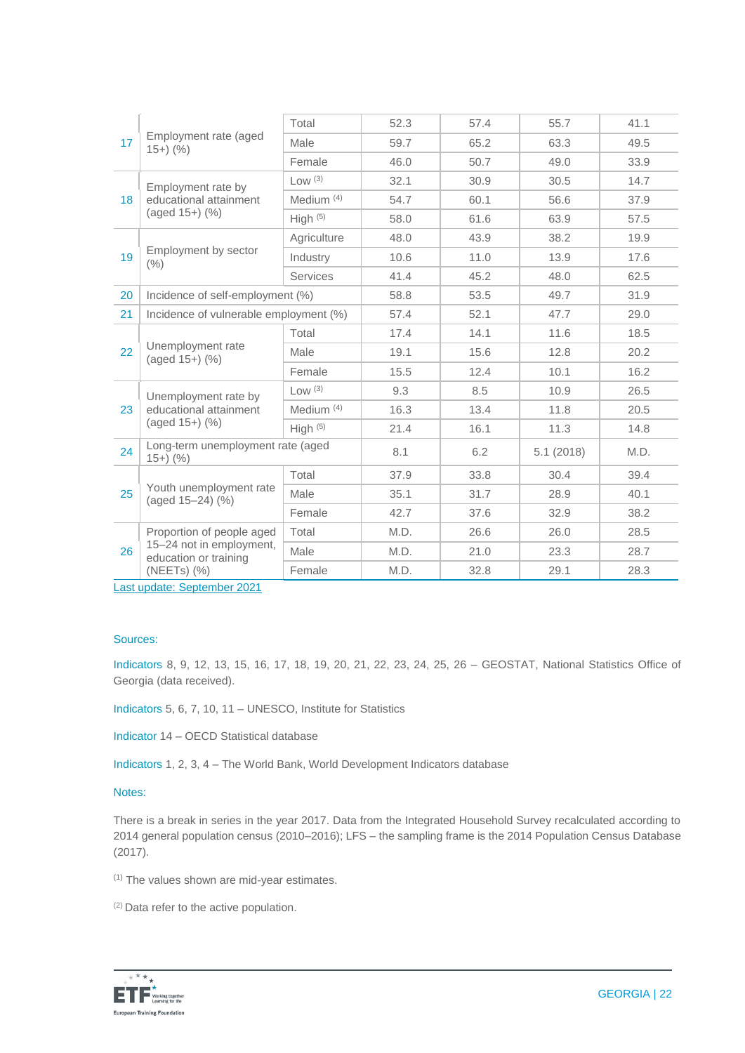| | | | | | | |
|---|---|---|---|---|---|---|
| 17 | Employment rate (aged 15+) (%) | Total | 52.3 | 57.4 | 55.7 | 41.1 |
| | | Male | 59.7 | 65.2 | 63.3 | 49.5 |
| | | Female | 46.0 | 50.7 | 49.0 | 33.9 |
| 18 | Employment rate by educational attainment (aged 15+) (%) | Low [3] | 32.1 | 30.9 | 30.5 | 14.7 |
| | | Medium [4] | 54.7 | 60.1 | 56.6 | 37.9 |
| | | High [5] | 58.0 | 61.6 | 63.9 | 57.5 |
| 19 | Employment by sector (%) | Agriculture | 48.0 | 43.9 | 38.2 | 19.9 |
| | | Industry | 10.6 | 11.0 | 13.9 | 17.6 |
| | | Services | 41.4 | 45.2 | 48.0 | 62.5 |
| 20 | Incidence of self-employment (%) | | 58.8 | 53.5 | 49.7 | 31.9 |
| 21 | Incidence of vulnerable employment (%) | | 57.4 | 52.1 | 47.7 | 29.0 |
| 22 | Unemployment rate (aged 15+) (%) | Total | 17.4 | 14.1 | 11.6 | 18.5 |
| | | Male | 19.1 | 15.6 | 12.8 | 20.2 |
| | | Female | 15.5 | 12.4 | 10.1 | 16.2 |
| 23 | Unemployment rate by educational attainment (aged 15+) (%) | Low [3] | 9.3 | 8.5 | 10.9 | 26.5 |
| | | Medium [4] | 16.3 | 13.4 | 11.8 | 20.5 |
| | | High [5] | 21.4 | 16.1 | 11.3 | 14.8 |
| 24 | Long-term unemployment rate (aged 15+) (%) | | 8.1 | 6.2 | 5.1 (2018) | M.D. |
| 25 | Youth unemployment rate (aged 15–24) (%) | Total | 37.9 | 33.8 | 30.4 | 39.4 |
| | | Male | 35.1 | 31.7 | 28.9 | 40.1 |
| | | Female | 42.7 | 37.6 | 32.9 | 38.2 |
| 26 | Proportion of people aged 15–24 not in employment, education or training (NEETs) (%) | Total | M.D. | 26.6 | 26.0 | 28.5 |
| | | Male | M.D. | 21.0 | 23.3 | 28.7 |
| | | Female | M.D. | 32.8 | 29.1 | 28.3 |

Last update: September 2021

Sources:

Indicators 8, 9, 12, 13, 15, 16, 17, 18, 19, 20, 21, 22, 23, 24, 25, 26 – GEOSTAT, National Statistics Office of Georgia (data received).

Indicators 5, 6, 7, 10, 11 – UNESCO, Institute for Statistics

Indicator 14 – OECD Statistical database

Indicators 1, 2, 3, 4 – The World Bank, World Development Indicators database

Notes:

There is a break in series in the year 2017. Data from the Integrated Household Survey recalculated according to 2014 general population census (2010–2016); LFS – the sampling frame is the 2014 Population Census Database (2017).

[1] The values shown are mid-year estimates.

[2] Data refer to the active population.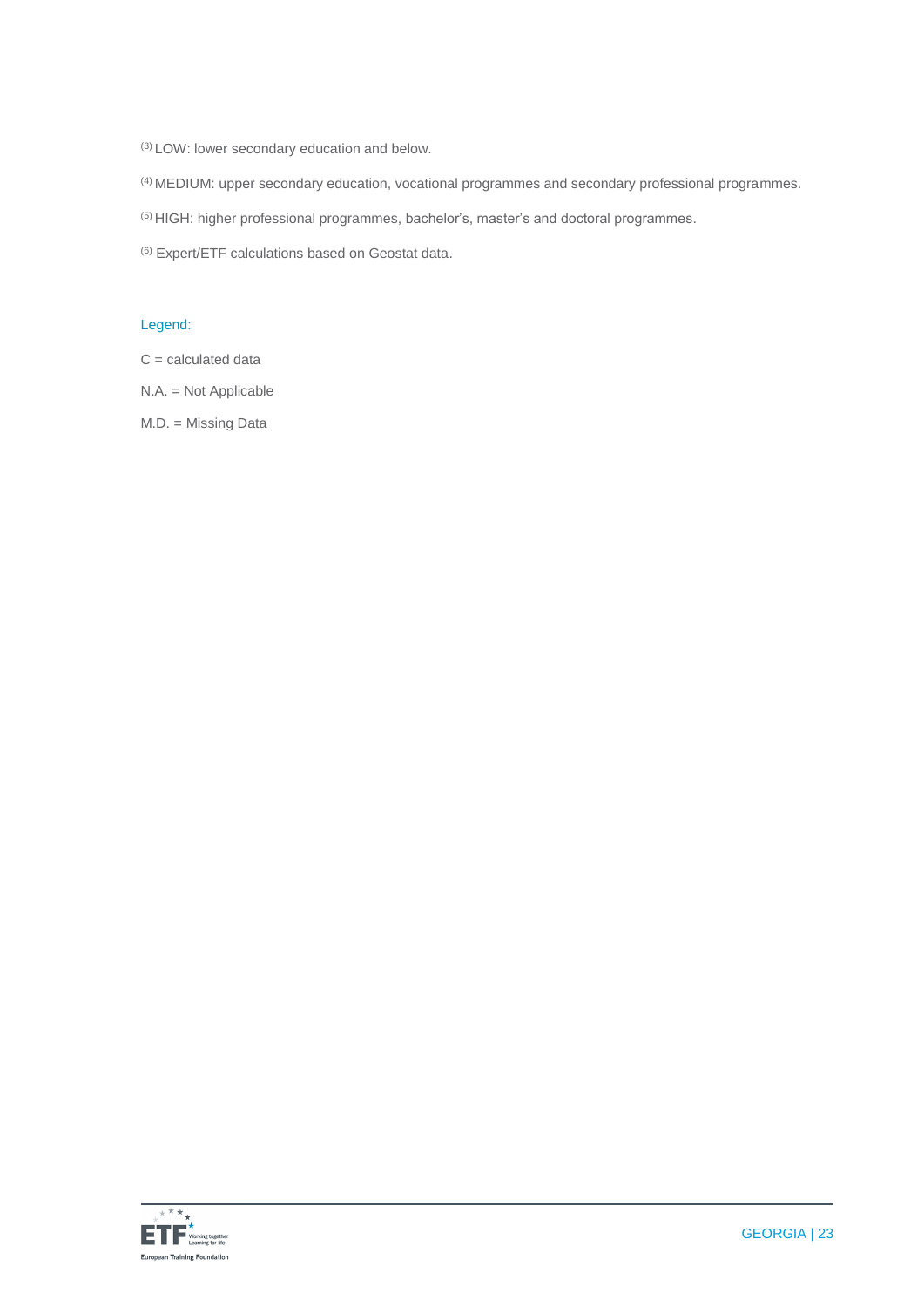[3] LOW: lower secondary education and below.

[4] MEDIUM: upper secondary education, vocational programmes and secondary professional programmes.

[5] HIGH: higher professional programmes, bachelor's, master's and doctoral programmes.

[6] Expert/ETF calculations based on Geostat data.

Legend:

C = calculated data

N.A. = Not Applicable

M.D. = Missing Data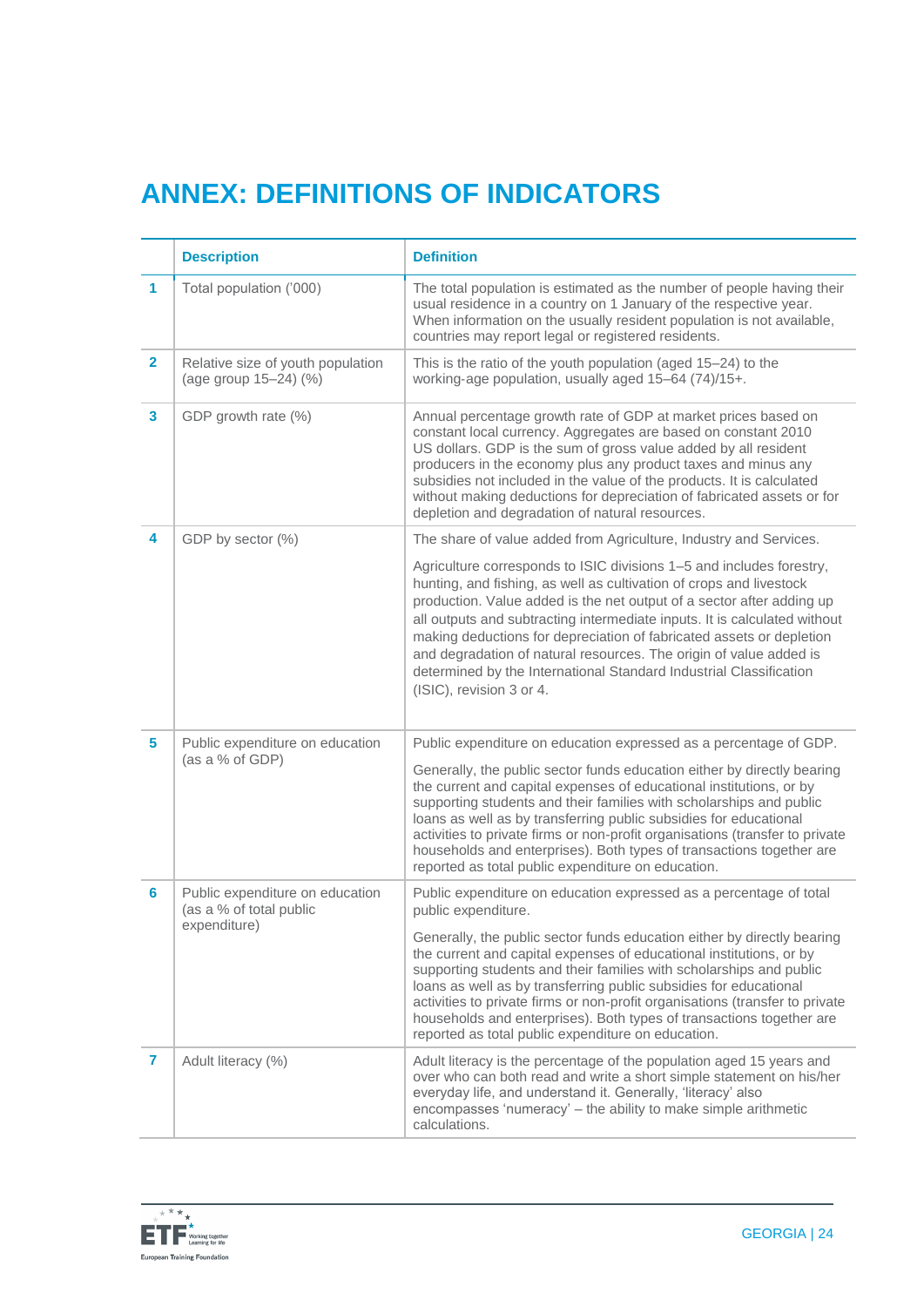# ANNEX: DEFINITIONS OF INDICATORS

| | Description | Definition |
|---|---|---|
| **1** | Total population ('000) | The total population is estimated as the number of people having their usual residence in a country on 1 January of the respective year. When information on the usually resident population is not available, countries may report legal or registered residents. |
| **2** | Relative size of youth population (age group 15–24) (%) | This is the ratio of the youth population (aged 15–24) to the working-age population, usually aged 15–64 (74)/15+. |
| **3** | GDP growth rate (%) | Annual percentage growth rate of GDP at market prices based on constant local currency. Aggregates are based on constant 2010 US dollars. GDP is the sum of gross value added by all resident producers in the economy plus any product taxes and minus any subsidies not included in the value of the products. It is calculated without making deductions for depreciation of fabricated assets or for depletion and degradation of natural resources. |
| **4** | GDP by sector (%) | The share of value added from Agriculture, Industry and Services.<br><br>Agriculture corresponds to ISIC divisions 1–5 and includes forestry, hunting, and fishing, as well as cultivation of crops and livestock production. Value added is the net output of a sector after adding up all outputs and subtracting intermediate inputs. It is calculated without making deductions for depreciation of fabricated assets or depletion and degradation of natural resources. The origin of value added is determined by the International Standard Industrial Classification (ISIC), revision 3 or 4. |
| **5** | Public expenditure on education (as a % of GDP) | Public expenditure on education expressed as a percentage of GDP.<br><br>Generally, the public sector funds education either by directly bearing the current and capital expenses of educational institutions, or by supporting students and their families with scholarships and public loans as well as by transferring public subsidies for educational activities to private firms or non-profit organisations (transfer to private households and enterprises). Both types of transactions together are reported as total public expenditure on education. |
| **6** | Public expenditure on education (as a % of total public expenditure) | Public expenditure on education expressed as a percentage of total public expenditure.<br><br>Generally, the public sector funds education either by directly bearing the current and capital expenses of educational institutions, or by supporting students and their families with scholarships and public loans as well as by transferring public subsidies for educational activities to private firms or non-profit organisations (transfer to private households and enterprises). Both types of transactions together are reported as total public expenditure on education. |
| **7** | Adult literacy (%) | Adult literacy is the percentage of the population aged 15 years and over who can both read and write a short simple statement on his/her everyday life, and understand it. Generally, 'literacy' also encompasses 'numeracy' – the ability to make simple arithmetic calculations. |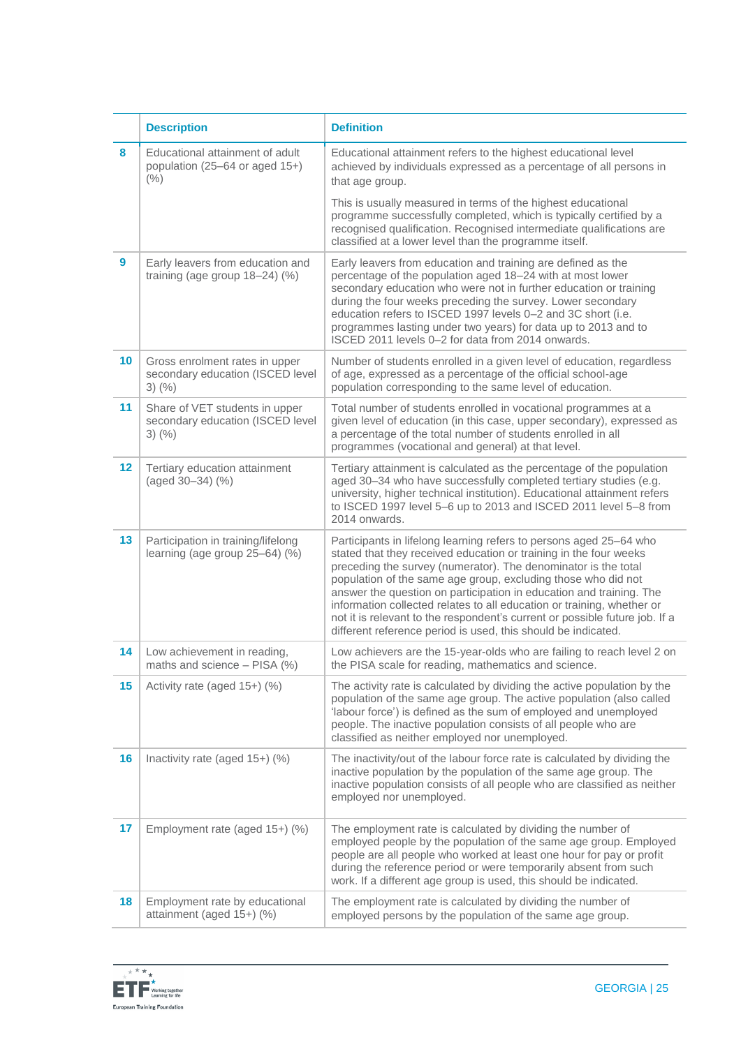| | Description | Definition |
|---|---|---|
| 8 | Educational attainment of adult population (25–64 or aged 15+) (%) | Educational attainment refers to the highest educational level achieved by individuals expressed as a percentage of all persons in that age group.<br><br>This is usually measured in terms of the highest educational programme successfully completed, which is typically certified by a recognised qualification. Recognised intermediate qualifications are classified at a lower level than the programme itself. |
| 9 | Early leavers from education and training (age group 18–24) (%) | Early leavers from education and training are defined as the percentage of the population aged 18–24 with at most lower secondary education who were not in further education or training during the four weeks preceding the survey. Lower secondary education refers to ISCED 1997 levels 0–2 and 3C short (i.e. programmes lasting under two years) for data up to 2013 and to ISCED 2011 levels 0–2 for data from 2014 onwards. |
| 10 | Gross enrolment rates in upper secondary education (ISCED level 3) (%) | Number of students enrolled in a given level of education, regardless of age, expressed as a percentage of the official school-age population corresponding to the same level of education. |
| 11 | Share of VET students in upper secondary education (ISCED level 3) (%) | Total number of students enrolled in vocational programmes at a given level of education (in this case, upper secondary), expressed as a percentage of the total number of students enrolled in all programmes (vocational and general) at that level. |
| 12 | Tertiary education attainment (aged 30–34) (%) | Tertiary attainment is calculated as the percentage of the population aged 30–34 who have successfully completed tertiary studies (e.g. university, higher technical institution). Educational attainment refers to ISCED 1997 level 5–6 up to 2013 and ISCED 2011 level 5–8 from 2014 onwards. |
| 13 | Participation in training/lifelong learning (age group 25–64) (%) | Participants in lifelong learning refers to persons aged 25–64 who stated that they received education or training in the four weeks preceding the survey (numerator). The denominator is the total population of the same age group, excluding those who did not answer the question on participation in education and training. The information collected relates to all education or training, whether or not it is relevant to the respondent's current or possible future job. If a different reference period is used, this should be indicated. |
| 14 | Low achievement in reading, maths and science – PISA (%) | Low achievers are the 15-year-olds who are failing to reach level 2 on the PISA scale for reading, mathematics and science. |
| 15 | Activity rate (aged 15+) (%) | The activity rate is calculated by dividing the active population by the population of the same age group. The active population (also called 'labour force') is defined as the sum of employed and unemployed people. The inactive population consists of all people who are classified as neither employed nor unemployed. |
| 16 | Inactivity rate (aged 15+) (%) | The inactivity/out of the labour force rate is calculated by dividing the inactive population by the population of the same age group. The inactive population consists of all people who are classified as neither employed nor unemployed. |
| 17 | Employment rate (aged 15+) (%) | The employment rate is calculated by dividing the number of employed people by the population of the same age group. Employed people are all people who worked at least one hour for pay or profit during the reference period or were temporarily absent from such work. If a different age group is used, this should be indicated. |
| 18 | Employment rate by educational attainment (aged 15+) (%) | The employment rate is calculated by dividing the number of employed persons by the population of the same age group. |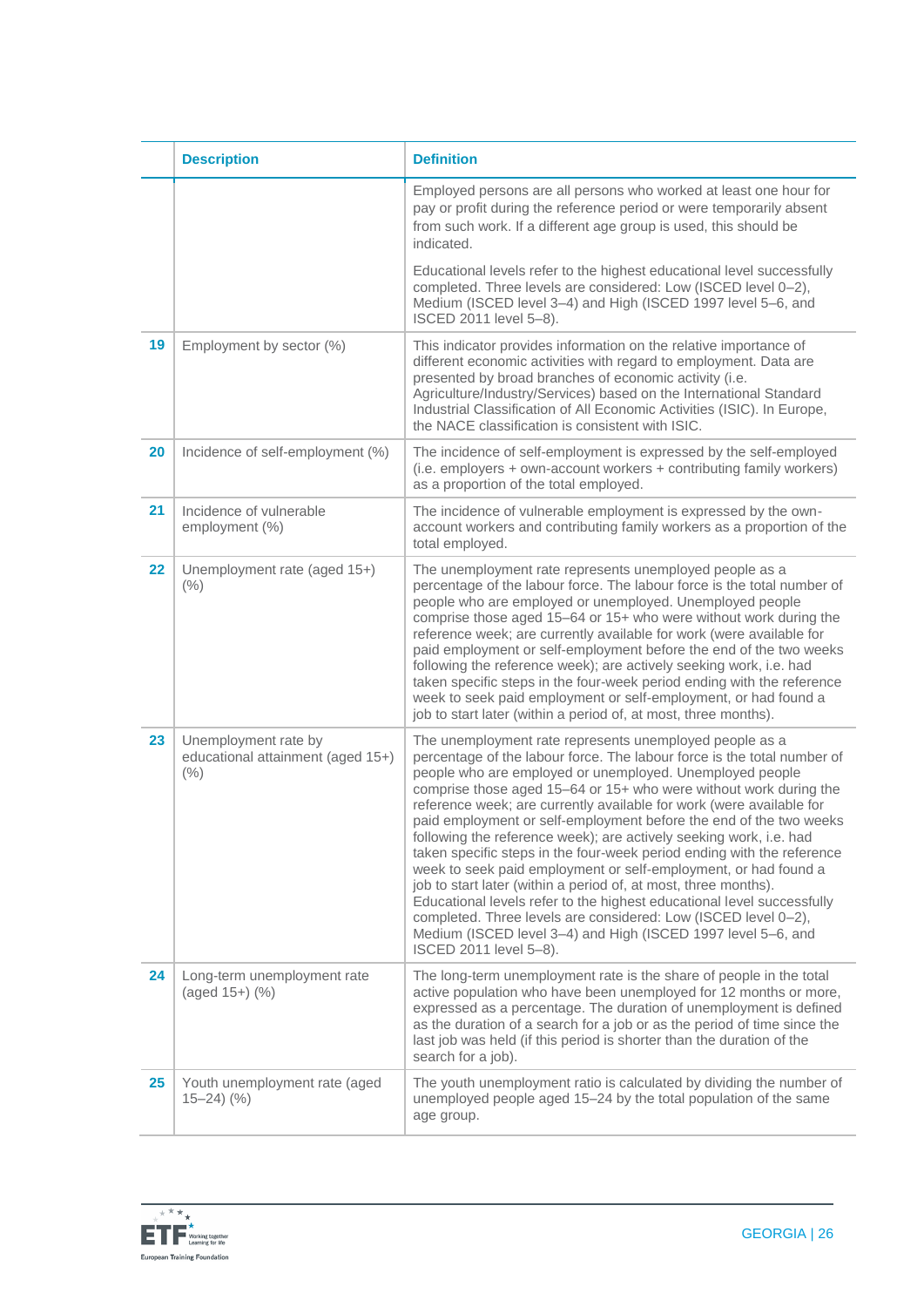| | Description | Definition |
|---|---|---|
| | | Employed persons are all persons who worked at least one hour for pay or profit during the reference period or were temporarily absent from such work. If a different age group is used, this should be indicated.<br><br>Educational levels refer to the highest educational level successfully completed. Three levels are considered: Low (ISCED level 0–2), Medium (ISCED level 3–4) and High (ISCED 1997 level 5–6, and ISCED 2011 level 5–8). |
| **19** | Employment by sector (%) | This indicator provides information on the relative importance of different economic activities with regard to employment. Data are presented by broad branches of economic activity (i.e. Agriculture/Industry/Services) based on the International Standard Industrial Classification of All Economic Activities (ISIC). In Europe, the NACE classification is consistent with ISIC. |
| **20** | Incidence of self-employment (%) | The incidence of self-employment is expressed by the self-employed (i.e. employers + own-account workers + contributing family workers) as a proportion of the total employed. |
| **21** | Incidence of vulnerable employment (%) | The incidence of vulnerable employment is expressed by the own-account workers and contributing family workers as a proportion of the total employed. |
| **22** | Unemployment rate (aged 15+) (%) | The unemployment rate represents unemployed people as a percentage of the labour force. The labour force is the total number of people who are employed or unemployed. Unemployed people comprise those aged 15–64 or 15+ who were without work during the reference week; are currently available for work (were available for paid employment or self-employment before the end of the two weeks following the reference week); are actively seeking work, i.e. had taken specific steps in the four-week period ending with the reference week to seek paid employment or self-employment, or had found a job to start later (within a period of, at most, three months). |
| **23** | Unemployment rate by educational attainment (aged 15+) (%) | The unemployment rate represents unemployed people as a percentage of the labour force. The labour force is the total number of people who are employed or unemployed. Unemployed people comprise those aged 15–64 or 15+ who were without work during the reference week; are currently available for work (were available for paid employment or self-employment before the end of the two weeks following the reference week); are actively seeking work, i.e. had taken specific steps in the four-week period ending with the reference week to seek paid employment or self-employment, or had found a job to start later (within a period of, at most, three months). Educational levels refer to the highest educational level successfully completed. Three levels are considered: Low (ISCED level 0–2), Medium (ISCED level 3–4) and High (ISCED 1997 level 5–6, and ISCED 2011 level 5–8). |
| **24** | Long-term unemployment rate (aged 15+) (%) | The long-term unemployment rate is the share of people in the total active population who have been unemployed for 12 months or more, expressed as a percentage. The duration of unemployment is defined as the duration of a search for a job or as the period of time since the last job was held (if this period is shorter than the duration of the search for a job). |
| **25** | Youth unemployment rate (aged 15–24) (%) | The youth unemployment ratio is calculated by dividing the number of unemployed people aged 15–24 by the total population of the same age group. |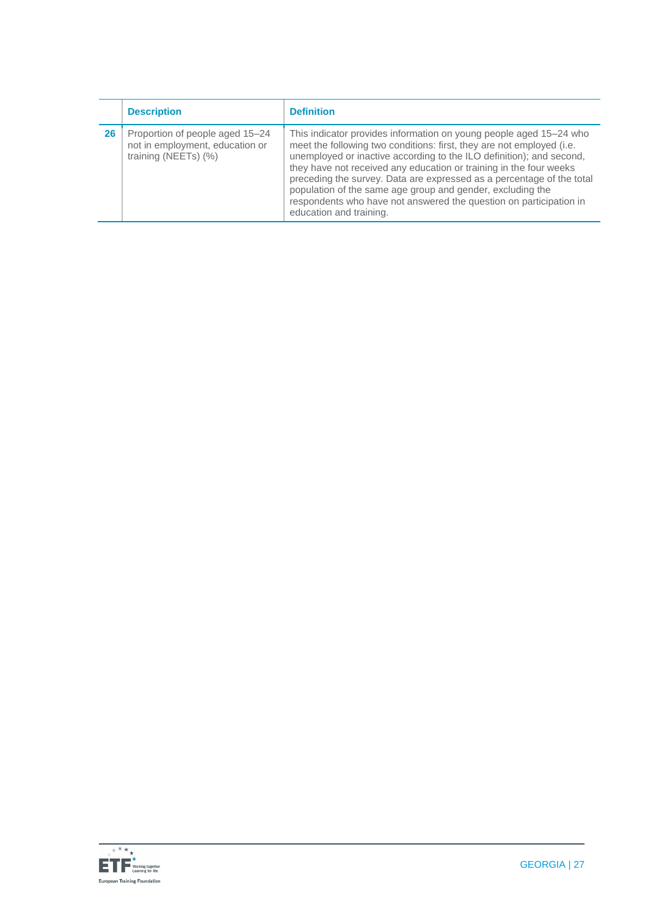| | Description | Definition |
|---|---|---|
| **26** | Proportion of people aged 15–24 not in employment, education or training (NEETs) (%) | This indicator provides information on young people aged 15–24 who meet the following two conditions: first, they are not employed (i.e. unemployed or inactive according to the ILO definition); and second, they have not received any education or training in the four weeks preceding the survey. Data are expressed as a percentage of the total population of the same age group and gender, excluding the respondents who have not answered the question on participation in education and training. |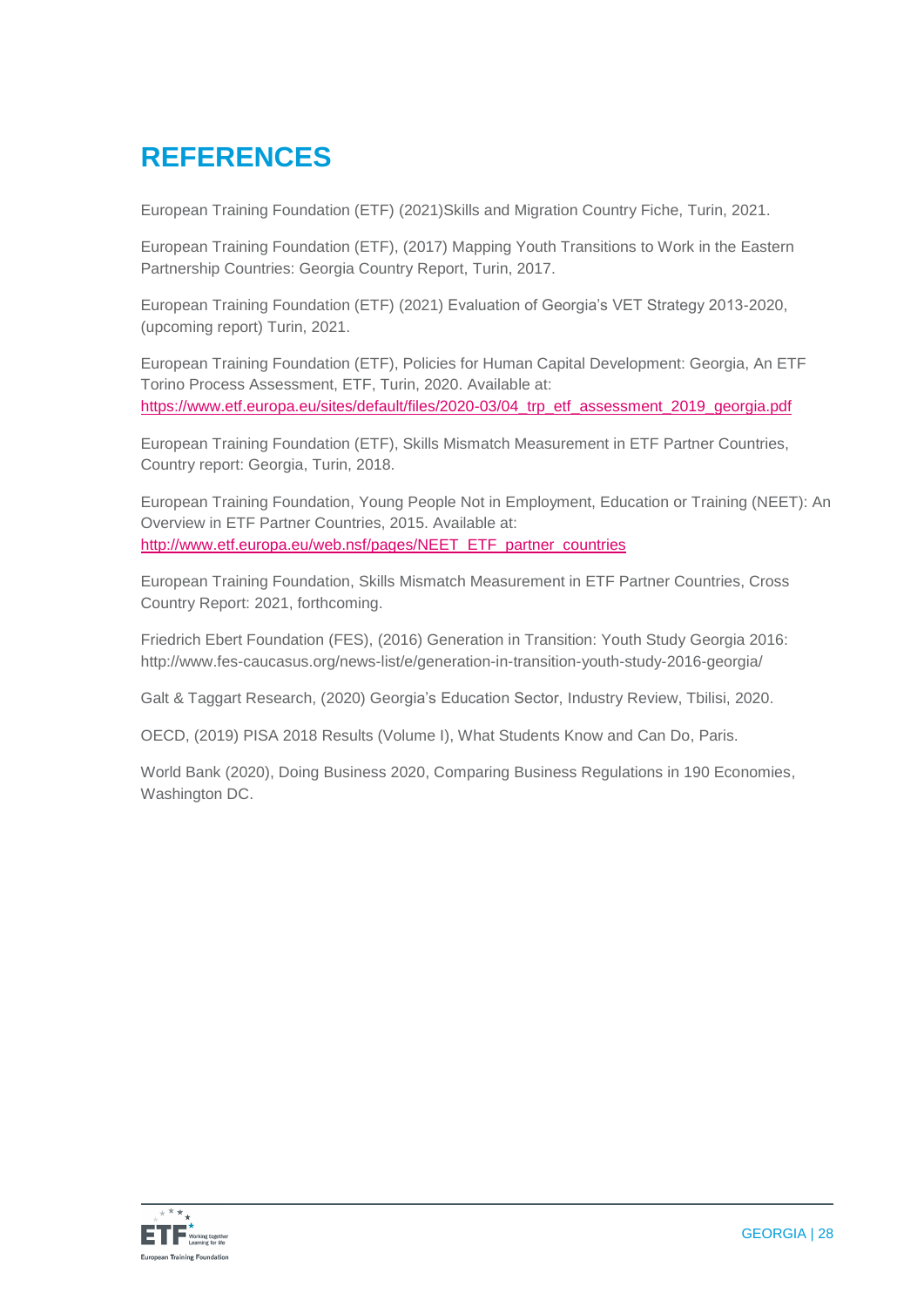# REFERENCES

European Training Foundation (ETF) (2021)Skills and Migration Country Fiche, Turin, 2021.

European Training Foundation (ETF), (2017) Mapping Youth Transitions to Work in the Eastern Partnership Countries: Georgia Country Report, Turin, 2017.

European Training Foundation (ETF) (2021) Evaluation of Georgia's VET Strategy 2013-2020, (upcoming report) Turin, 2021.

European Training Foundation (ETF), Policies for Human Capital Development: Georgia, An ETF Torino Process Assessment, ETF, Turin, 2020. Available at: https://www.etf.europa.eu/sites/default/files/2020-03/04_trp_etf_assessment_2019_georgia.pdf

European Training Foundation (ETF), Skills Mismatch Measurement in ETF Partner Countries, Country report: Georgia, Turin, 2018.

European Training Foundation, Young People Not in Employment, Education or Training (NEET): An Overview in ETF Partner Countries, 2015. Available at: http://www.etf.europa.eu/web.nsf/pages/NEET_ETF_partner_countries

European Training Foundation, Skills Mismatch Measurement in ETF Partner Countries, Cross Country Report: 2021, forthcoming.

Friedrich Ebert Foundation (FES), (2016) Generation in Transition: Youth Study Georgia 2016: http://www.fes-caucasus.org/news-list/e/generation-in-transition-youth-study-2016-georgia/

Galt & Taggart Research, (2020) Georgia's Education Sector, Industry Review, Tbilisi, 2020.

OECD, (2019) PISA 2018 Results (Volume I), What Students Know and Can Do, Paris.

World Bank (2020), Doing Business 2020, Comparing Business Regulations in 190 Economies, Washington DC.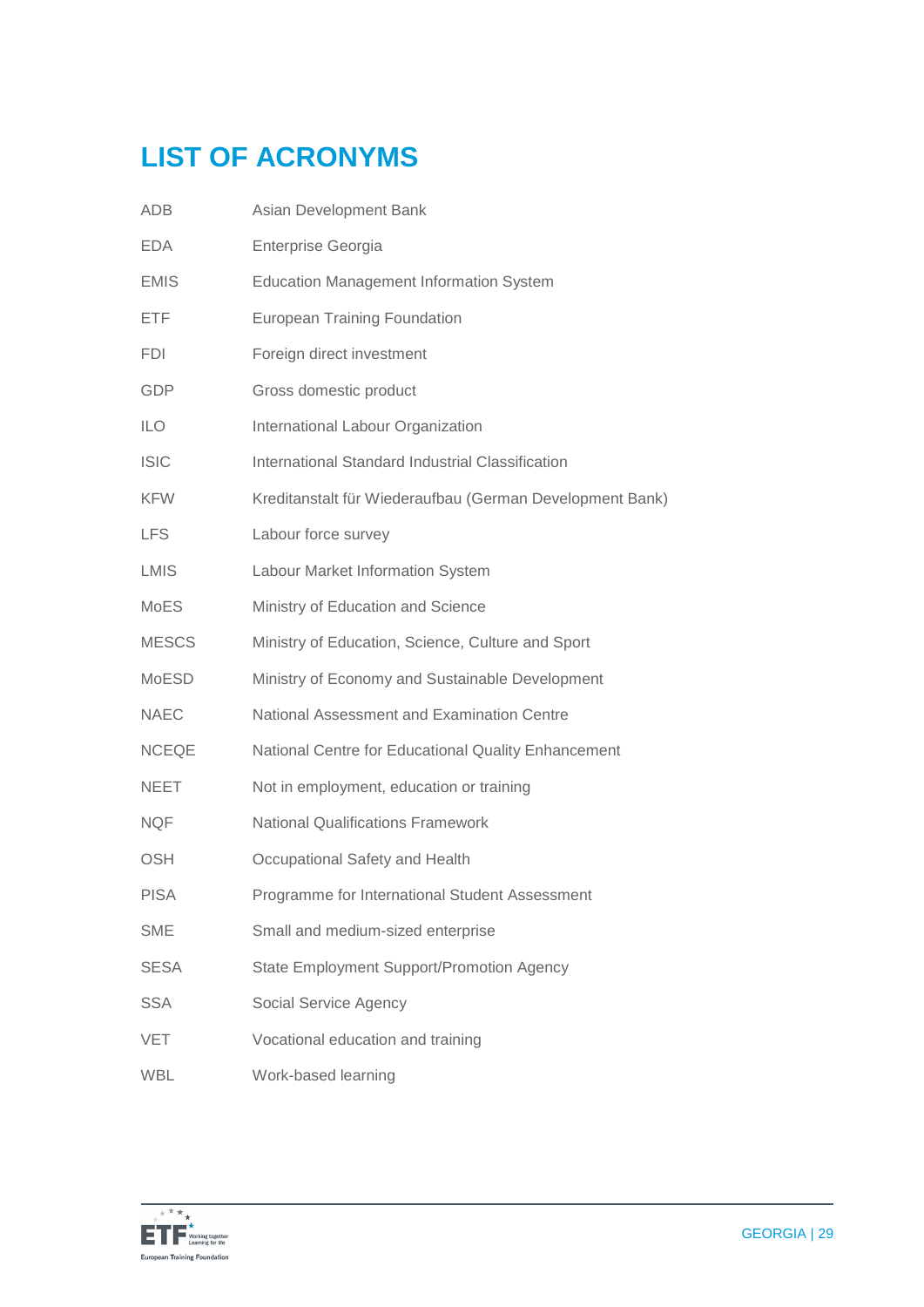# LIST OF ACRONYMS

| | |
|---|---|
| ADB | Asian Development Bank |
| EDA | Enterprise Georgia |
| EMIS | Education Management Information System |
| ETF | European Training Foundation |
| FDI | Foreign direct investment |
| GDP | Gross domestic product |
| ILO | International Labour Organization |
| ISIC | International Standard Industrial Classification |
| KFW | Kreditanstalt für Wiederaufbau (German Development Bank) |
| LFS | Labour force survey |
| LMIS | Labour Market Information System |
| MoES | Ministry of Education and Science |
| MESCS | Ministry of Education, Science, Culture and Sport |
| MoESD | Ministry of Economy and Sustainable Development |
| NAEC | National Assessment and Examination Centre |
| NCEQE | National Centre for Educational Quality Enhancement |
| NEET | Not in employment, education or training |
| NQF | National Qualifications Framework |
| OSH | Occupational Safety and Health |
| PISA | Programme for International Student Assessment |
| SME | Small and medium-sized enterprise |
| SESA | State Employment Support/Promotion Agency |
| SSA | Social Service Agency |
| VET | Vocational education and training |
| WBL | Work-based learning |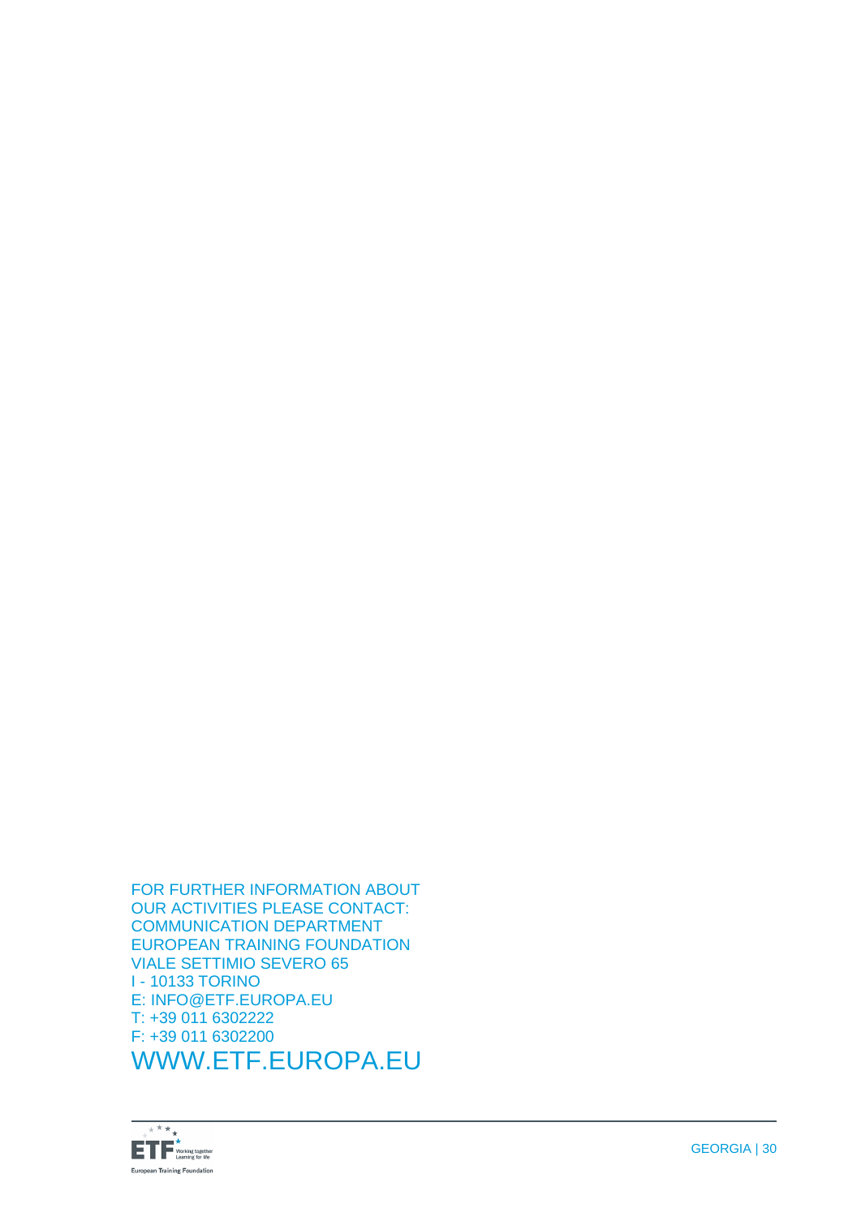FOR FURTHER INFORMATION ABOUT OUR ACTIVITIES PLEASE CONTACT:
COMMUNICATION DEPARTMENT
EUROPEAN TRAINING FOUNDATION
VIALE SETTIMIO SEVERO 65
I - 10133 TORINO
E: INFO@ETF.EUROPA.EU
T: +39 011 6302222
F: +39 011 6302200

WWW.ETF.EUROPA.EU